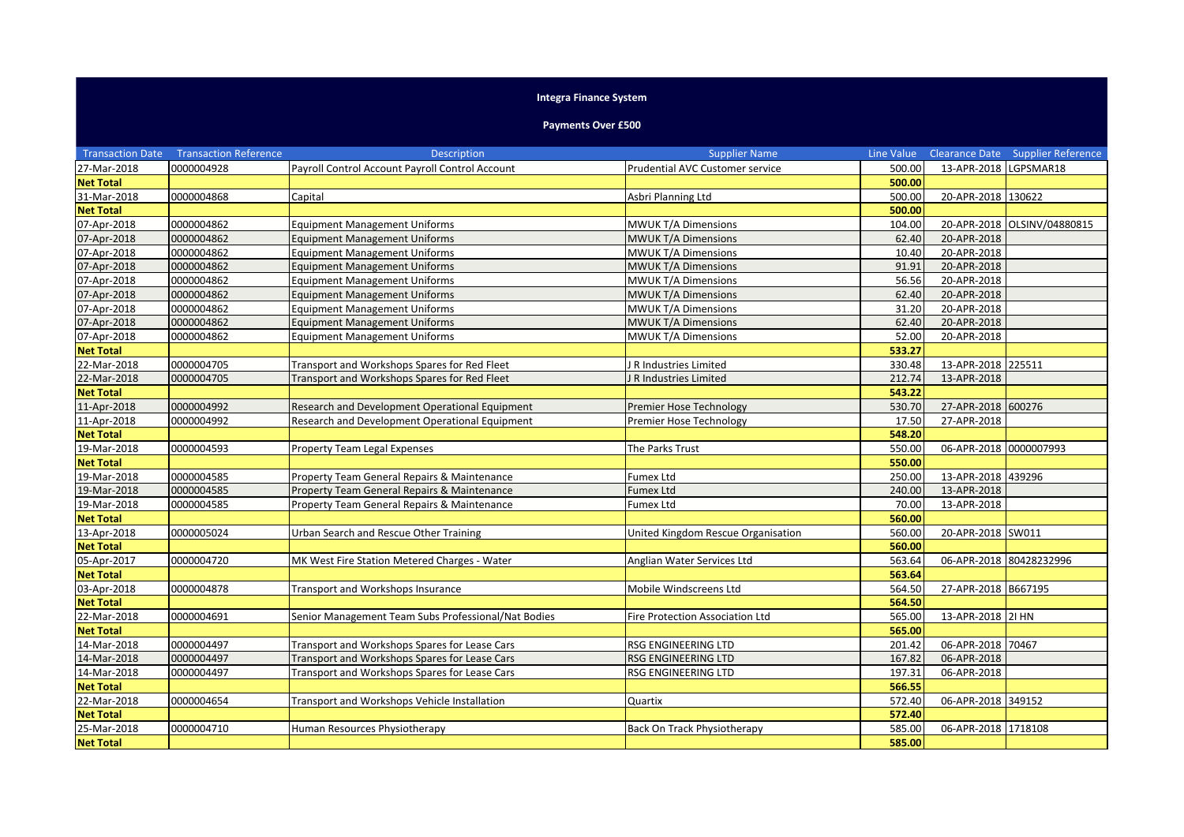# Integra Finance System

## Payments Over £500

| Transaction Date | Transaction Reference | Description | Supplier Name | Line Value | Clearance Date | Supplier Reference |
|---|---|---|---|---|---|---|
| 27-Mar-2018 | 0000004928 | Payroll Control Account Payroll Control Account | Prudential AVC Customer service | 500.00 | 13-APR-2018 | LGPSMAR18 |
| **Net Total** | | | | **500.00** | | |
| 31-Mar-2018 | 0000004868 | Capital | Asbri Planning Ltd | 500.00 | 20-APR-2018 | 130622 |
| **Net Total** | | | | **500.00** | | |
| 07-Apr-2018 | 0000004862 | Equipment Management Uniforms | MWUK T/A Dimensions | 104.00 | 20-APR-2018 | OLSINV/04880815 |
| 07-Apr-2018 | 0000004862 | Equipment Management Uniforms | MWUK T/A Dimensions | 62.40 | 20-APR-2018 | |
| 07-Apr-2018 | 0000004862 | Equipment Management Uniforms | MWUK T/A Dimensions | 10.40 | 20-APR-2018 | |
| 07-Apr-2018 | 0000004862 | Equipment Management Uniforms | MWUK T/A Dimensions | 91.91 | 20-APR-2018 | |
| 07-Apr-2018 | 0000004862 | Equipment Management Uniforms | MWUK T/A Dimensions | 56.56 | 20-APR-2018 | |
| 07-Apr-2018 | 0000004862 | Equipment Management Uniforms | MWUK T/A Dimensions | 62.40 | 20-APR-2018 | |
| 07-Apr-2018 | 0000004862 | Equipment Management Uniforms | MWUK T/A Dimensions | 31.20 | 20-APR-2018 | |
| 07-Apr-2018 | 0000004862 | Equipment Management Uniforms | MWUK T/A Dimensions | 62.40 | 20-APR-2018 | |
| 07-Apr-2018 | 0000004862 | Equipment Management Uniforms | MWUK T/A Dimensions | 52.00 | 20-APR-2018 | |
| **Net Total** | | | | **533.27** | | |
| 22-Mar-2018 | 0000004705 | Transport and Workshops Spares for Red Fleet | J R Industries Limited | 330.48 | 13-APR-2018 | 225511 |
| 22-Mar-2018 | 0000004705 | Transport and Workshops Spares for Red Fleet | J R Industries Limited | 212.74 | 13-APR-2018 | |
| **Net Total** | | | | **543.22** | | |
| 11-Apr-2018 | 0000004992 | Research and Development Operational Equipment | Premier Hose Technology | 530.70 | 27-APR-2018 | 600276 |
| 11-Apr-2018 | 0000004992 | Research and Development Operational Equipment | Premier Hose Technology | 17.50 | 27-APR-2018 | |
| **Net Total** | | | | **548.20** | | |
| 19-Mar-2018 | 0000004593 | Property Team Legal Expenses | The Parks Trust | 550.00 | 06-APR-2018 | 0000007993 |
| **Net Total** | | | | **550.00** | | |
| 19-Mar-2018 | 0000004585 | Property Team General Repairs & Maintenance | Fumex Ltd | 250.00 | 13-APR-2018 | 439296 |
| 19-Mar-2018 | 0000004585 | Property Team General Repairs & Maintenance | Fumex Ltd | 240.00 | 13-APR-2018 | |
| 19-Mar-2018 | 0000004585 | Property Team General Repairs & Maintenance | Fumex Ltd | 70.00 | 13-APR-2018 | |
| **Net Total** | | | | **560.00** | | |
| 13-Apr-2018 | 0000005024 | Urban Search and Rescue Other Training | United Kingdom Rescue Organisation | 560.00 | 20-APR-2018 | SW011 |
| **Net Total** | | | | **560.00** | | |
| 05-Apr-2017 | 0000004720 | MK West Fire Station Metered Charges - Water | Anglian Water Services Ltd | 563.64 | 06-APR-2018 | 80428232996 |
| **Net Total** | | | | **563.64** | | |
| 03-Apr-2018 | 0000004878 | Transport and Workshops Insurance | Mobile Windscreens Ltd | 564.50 | 27-APR-2018 | B667195 |
| **Net Total** | | | | **564.50** | | |
| 22-Mar-2018 | 0000004691 | Senior Management Team Subs Professional/Nat Bodies | Fire Protection Association Ltd | 565.00 | 13-APR-2018 | 2I HN |
| **Net Total** | | | | **565.00** | | |
| 14-Mar-2018 | 0000004497 | Transport and Workshops Spares for Lease Cars | RSG ENGINEERING LTD | 201.42 | 06-APR-2018 | 70467 |
| 14-Mar-2018 | 0000004497 | Transport and Workshops Spares for Lease Cars | RSG ENGINEERING LTD | 167.82 | 06-APR-2018 | |
| 14-Mar-2018 | 0000004497 | Transport and Workshops Spares for Lease Cars | RSG ENGINEERING LTD | 197.31 | 06-APR-2018 | |
| **Net Total** | | | | **566.55** | | |
| 22-Mar-2018 | 0000004654 | Transport and Workshops Vehicle Installation | Quartix | 572.40 | 06-APR-2018 | 349152 |
| **Net Total** | | | | **572.40** | | |
| 25-Mar-2018 | 0000004710 | Human Resources Physiotherapy | Back On Track Physiotherapy | 585.00 | 06-APR-2018 | 1718108 |
| **Net Total** | | | | **585.00** | | |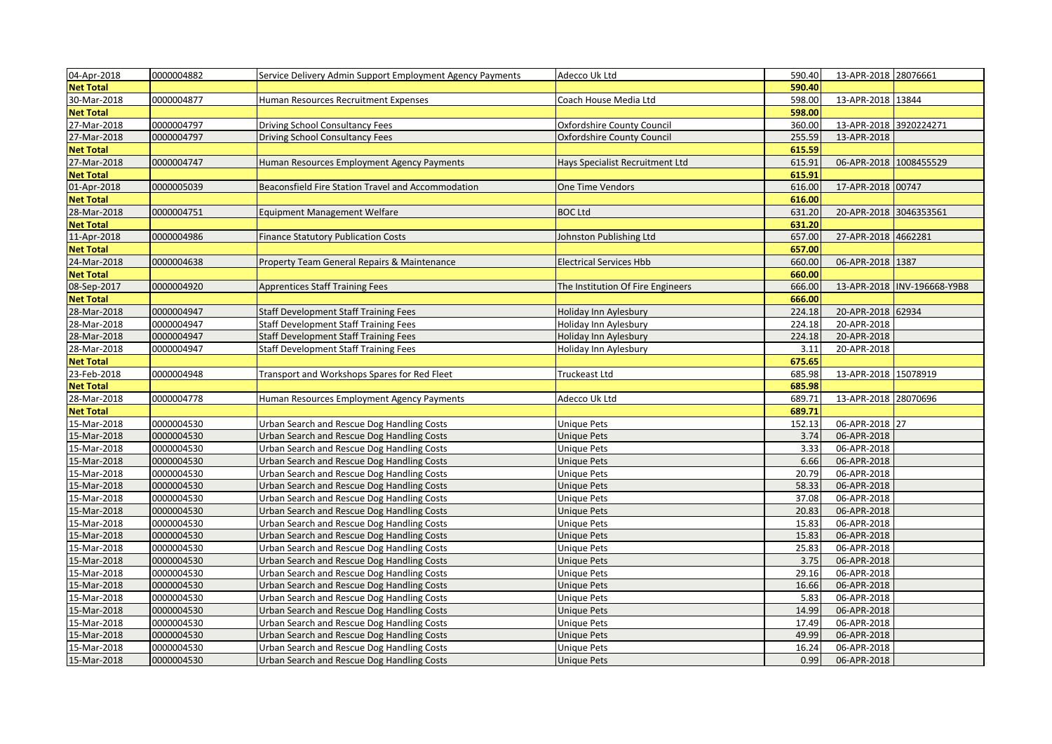| | | | | | | |
|---|---|---|---|---|---|---|
| 04-Apr-2018 | 0000004882 | Service Delivery Admin Support Employment Agency Payments | Adecco Uk Ltd | 590.40 | 13-APR-2018 | 28076661 |
| **Net Total** | | | | **590.40** | | |
| 30-Mar-2018 | 0000004877 | Human Resources Recruitment Expenses | Coach House Media Ltd | 598.00 | 13-APR-2018 | 13844 |
| **Net Total** | | | | **598.00** | | |
| 27-Mar-2018 | 0000004797 | Driving School Consultancy Fees | Oxfordshire County Council | 360.00 | 13-APR-2018 | 3920224271 |
| 27-Mar-2018 | 0000004797 | Driving School Consultancy Fees | Oxfordshire County Council | 255.59 | 13-APR-2018 | |
| **Net Total** | | | | **615.59** | | |
| 27-Mar-2018 | 0000004747 | Human Resources Employment Agency Payments | Hays Specialist Recruitment Ltd | 615.91 | 06-APR-2018 | 1008455529 |
| **Net Total** | | | | **615.91** | | |
| 01-Apr-2018 | 0000005039 | Beaconsfield Fire Station Travel and Accommodation | One Time Vendors | 616.00 | 17-APR-2018 | 00747 |
| **Net Total** | | | | **616.00** | | |
| 28-Mar-2018 | 0000004751 | Equipment Management Welfare | BOC Ltd | 631.20 | 20-APR-2018 | 3046353561 |
| **Net Total** | | | | **631.20** | | |
| 11-Apr-2018 | 0000004986 | Finance Statutory Publication Costs | Johnston Publishing Ltd | 657.00 | 27-APR-2018 | 4662281 |
| **Net Total** | | | | **657.00** | | |
| 24-Mar-2018 | 0000004638 | Property Team General Repairs & Maintenance | Electrical Services Hbb | 660.00 | 06-APR-2018 | 1387 |
| **Net Total** | | | | **660.00** | | |
| 08-Sep-2017 | 0000004920 | Apprentices Staff Training Fees | The Institution Of Fire Engineers | 666.00 | 13-APR-2018 | INV-196668-Y9B8 |
| **Net Total** | | | | **666.00** | | |
| 28-Mar-2018 | 0000004947 | Staff Development Staff Training Fees | Holiday Inn Aylesbury | 224.18 | 20-APR-2018 | 62934 |
| 28-Mar-2018 | 0000004947 | Staff Development Staff Training Fees | Holiday Inn Aylesbury | 224.18 | 20-APR-2018 | |
| 28-Mar-2018 | 0000004947 | Staff Development Staff Training Fees | Holiday Inn Aylesbury | 224.18 | 20-APR-2018 | |
| 28-Mar-2018 | 0000004947 | Staff Development Staff Training Fees | Holiday Inn Aylesbury | 3.11 | 20-APR-2018 | |
| **Net Total** | | | | **675.65** | | |
| 23-Feb-2018 | 0000004948 | Transport and Workshops Spares for Red Fleet | Truckeast Ltd | 685.98 | 13-APR-2018 | 15078919 |
| **Net Total** | | | | **685.98** | | |
| 28-Mar-2018 | 0000004778 | Human Resources Employment Agency Payments | Adecco Uk Ltd | 689.71 | 13-APR-2018 | 28070696 |
| **Net Total** | | | | **689.71** | | |
| 15-Mar-2018 | 0000004530 | Urban Search and Rescue Dog Handling Costs | Unique Pets | 152.13 | 06-APR-2018 | 27 |
| 15-Mar-2018 | 0000004530 | Urban Search and Rescue Dog Handling Costs | Unique Pets | 3.74 | 06-APR-2018 | |
| 15-Mar-2018 | 0000004530 | Urban Search and Rescue Dog Handling Costs | Unique Pets | 3.33 | 06-APR-2018 | |
| 15-Mar-2018 | 0000004530 | Urban Search and Rescue Dog Handling Costs | Unique Pets | 6.66 | 06-APR-2018 | |
| 15-Mar-2018 | 0000004530 | Urban Search and Rescue Dog Handling Costs | Unique Pets | 20.79 | 06-APR-2018 | |
| 15-Mar-2018 | 0000004530 | Urban Search and Rescue Dog Handling Costs | Unique Pets | 58.33 | 06-APR-2018 | |
| 15-Mar-2018 | 0000004530 | Urban Search and Rescue Dog Handling Costs | Unique Pets | 37.08 | 06-APR-2018 | |
| 15-Mar-2018 | 0000004530 | Urban Search and Rescue Dog Handling Costs | Unique Pets | 20.83 | 06-APR-2018 | |
| 15-Mar-2018 | 0000004530 | Urban Search and Rescue Dog Handling Costs | Unique Pets | 15.83 | 06-APR-2018 | |
| 15-Mar-2018 | 0000004530 | Urban Search and Rescue Dog Handling Costs | Unique Pets | 15.83 | 06-APR-2018 | |
| 15-Mar-2018 | 0000004530 | Urban Search and Rescue Dog Handling Costs | Unique Pets | 25.83 | 06-APR-2018 | |
| 15-Mar-2018 | 0000004530 | Urban Search and Rescue Dog Handling Costs | Unique Pets | 3.75 | 06-APR-2018 | |
| 15-Mar-2018 | 0000004530 | Urban Search and Rescue Dog Handling Costs | Unique Pets | 29.16 | 06-APR-2018 | |
| 15-Mar-2018 | 0000004530 | Urban Search and Rescue Dog Handling Costs | Unique Pets | 16.66 | 06-APR-2018 | |
| 15-Mar-2018 | 0000004530 | Urban Search and Rescue Dog Handling Costs | Unique Pets | 5.83 | 06-APR-2018 | |
| 15-Mar-2018 | 0000004530 | Urban Search and Rescue Dog Handling Costs | Unique Pets | 14.99 | 06-APR-2018 | |
| 15-Mar-2018 | 0000004530 | Urban Search and Rescue Dog Handling Costs | Unique Pets | 17.49 | 06-APR-2018 | |
| 15-Mar-2018 | 0000004530 | Urban Search and Rescue Dog Handling Costs | Unique Pets | 49.99 | 06-APR-2018 | |
| 15-Mar-2018 | 0000004530 | Urban Search and Rescue Dog Handling Costs | Unique Pets | 16.24 | 06-APR-2018 | |
| 15-Mar-2018 | 0000004530 | Urban Search and Rescue Dog Handling Costs | Unique Pets | 0.99 | 06-APR-2018 | |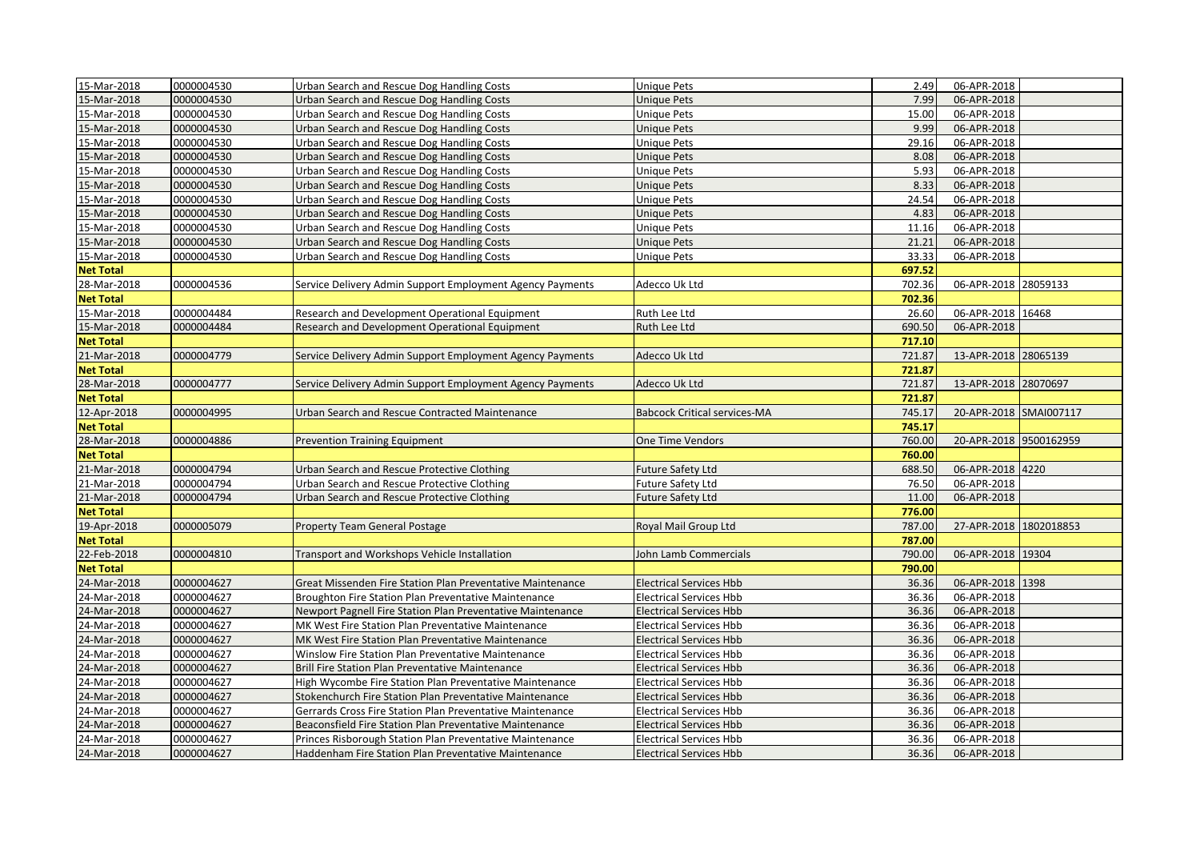| | | | | | | |
|---|---|---|---|---|---|---|
| 15-Mar-2018 | 0000004530 | Urban Search and Rescue Dog Handling Costs | Unique Pets | 2.49 | 06-APR-2018 | |
| 15-Mar-2018 | 0000004530 | Urban Search and Rescue Dog Handling Costs | Unique Pets | 7.99 | 06-APR-2018 | |
| 15-Mar-2018 | 0000004530 | Urban Search and Rescue Dog Handling Costs | Unique Pets | 15.00 | 06-APR-2018 | |
| 15-Mar-2018 | 0000004530 | Urban Search and Rescue Dog Handling Costs | Unique Pets | 9.99 | 06-APR-2018 | |
| 15-Mar-2018 | 0000004530 | Urban Search and Rescue Dog Handling Costs | Unique Pets | 29.16 | 06-APR-2018 | |
| 15-Mar-2018 | 0000004530 | Urban Search and Rescue Dog Handling Costs | Unique Pets | 8.08 | 06-APR-2018 | |
| 15-Mar-2018 | 0000004530 | Urban Search and Rescue Dog Handling Costs | Unique Pets | 5.93 | 06-APR-2018 | |
| 15-Mar-2018 | 0000004530 | Urban Search and Rescue Dog Handling Costs | Unique Pets | 8.33 | 06-APR-2018 | |
| 15-Mar-2018 | 0000004530 | Urban Search and Rescue Dog Handling Costs | Unique Pets | 24.54 | 06-APR-2018 | |
| 15-Mar-2018 | 0000004530 | Urban Search and Rescue Dog Handling Costs | Unique Pets | 4.83 | 06-APR-2018 | |
| 15-Mar-2018 | 0000004530 | Urban Search and Rescue Dog Handling Costs | Unique Pets | 11.16 | 06-APR-2018 | |
| 15-Mar-2018 | 0000004530 | Urban Search and Rescue Dog Handling Costs | Unique Pets | 21.21 | 06-APR-2018 | |
| 15-Mar-2018 | 0000004530 | Urban Search and Rescue Dog Handling Costs | Unique Pets | 33.33 | 06-APR-2018 | |
| **Net Total** | | | | **697.52** | | |
| 28-Mar-2018 | 0000004536 | Service Delivery Admin Support Employment Agency Payments | Adecco Uk Ltd | 702.36 | 06-APR-2018 | 28059133 |
| **Net Total** | | | | **702.36** | | |
| 15-Mar-2018 | 0000004484 | Research and Development Operational Equipment | Ruth Lee Ltd | 26.60 | 06-APR-2018 | 16468 |
| 15-Mar-2018 | 0000004484 | Research and Development Operational Equipment | Ruth Lee Ltd | 690.50 | 06-APR-2018 | |
| **Net Total** | | | | **717.10** | | |
| 21-Mar-2018 | 0000004779 | Service Delivery Admin Support Employment Agency Payments | Adecco Uk Ltd | 721.87 | 13-APR-2018 | 28065139 |
| **Net Total** | | | | **721.87** | | |
| 28-Mar-2018 | 0000004777 | Service Delivery Admin Support Employment Agency Payments | Adecco Uk Ltd | 721.87 | 13-APR-2018 | 28070697 |
| **Net Total** | | | | **721.87** | | |
| 12-Apr-2018 | 0000004995 | Urban Search and Rescue Contracted Maintenance | Babcock Critical services-MA | 745.17 | 20-APR-2018 | SMAI007117 |
| **Net Total** | | | | **745.17** | | |
| 28-Mar-2018 | 0000004886 | Prevention Training Equipment | One Time Vendors | 760.00 | 20-APR-2018 | 9500162959 |
| **Net Total** | | | | **760.00** | | |
| 21-Mar-2018 | 0000004794 | Urban Search and Rescue Protective Clothing | Future Safety Ltd | 688.50 | 06-APR-2018 | 4220 |
| 21-Mar-2018 | 0000004794 | Urban Search and Rescue Protective Clothing | Future Safety Ltd | 76.50 | 06-APR-2018 | |
| 21-Mar-2018 | 0000004794 | Urban Search and Rescue Protective Clothing | Future Safety Ltd | 11.00 | 06-APR-2018 | |
| **Net Total** | | | | **776.00** | | |
| 19-Apr-2018 | 0000005079 | Property Team General Postage | Royal Mail Group Ltd | 787.00 | 27-APR-2018 | 1802018853 |
| **Net Total** | | | | **787.00** | | |
| 22-Feb-2018 | 0000004810 | Transport and Workshops Vehicle Installation | John Lamb Commercials | 790.00 | 06-APR-2018 | 19304 |
| **Net Total** | | | | **790.00** | | |
| 24-Mar-2018 | 0000004627 | Great Missenden Fire Station Plan Preventative Maintenance | Electrical Services Hbb | 36.36 | 06-APR-2018 | 1398 |
| 24-Mar-2018 | 0000004627 | Broughton Fire Station Plan Preventative Maintenance | Electrical Services Hbb | 36.36 | 06-APR-2018 | |
| 24-Mar-2018 | 0000004627 | Newport Pagnell Fire Station Plan Preventative Maintenance | Electrical Services Hbb | 36.36 | 06-APR-2018 | |
| 24-Mar-2018 | 0000004627 | MK West Fire Station Plan Preventative Maintenance | Electrical Services Hbb | 36.36 | 06-APR-2018 | |
| 24-Mar-2018 | 0000004627 | MK West Fire Station Plan Preventative Maintenance | Electrical Services Hbb | 36.36 | 06-APR-2018 | |
| 24-Mar-2018 | 0000004627 | Winslow Fire Station Plan Preventative Maintenance | Electrical Services Hbb | 36.36 | 06-APR-2018 | |
| 24-Mar-2018 | 0000004627 | Brill Fire Station Plan Preventative Maintenance | Electrical Services Hbb | 36.36 | 06-APR-2018 | |
| 24-Mar-2018 | 0000004627 | High Wycombe Fire Station Plan Preventative Maintenance | Electrical Services Hbb | 36.36 | 06-APR-2018 | |
| 24-Mar-2018 | 0000004627 | Stokenchurch Fire Station Plan Preventative Maintenance | Electrical Services Hbb | 36.36 | 06-APR-2018 | |
| 24-Mar-2018 | 0000004627 | Gerrards Cross Fire Station Plan Preventative Maintenance | Electrical Services Hbb | 36.36 | 06-APR-2018 | |
| 24-Mar-2018 | 0000004627 | Beaconsfield Fire Station Plan Preventative Maintenance | Electrical Services Hbb | 36.36 | 06-APR-2018 | |
| 24-Mar-2018 | 0000004627 | Princes Risborough Station Plan Preventative Maintenance | Electrical Services Hbb | 36.36 | 06-APR-2018 | |
| 24-Mar-2018 | 0000004627 | Haddenham Fire Station Plan Preventative Maintenance | Electrical Services Hbb | 36.36 | 06-APR-2018 | |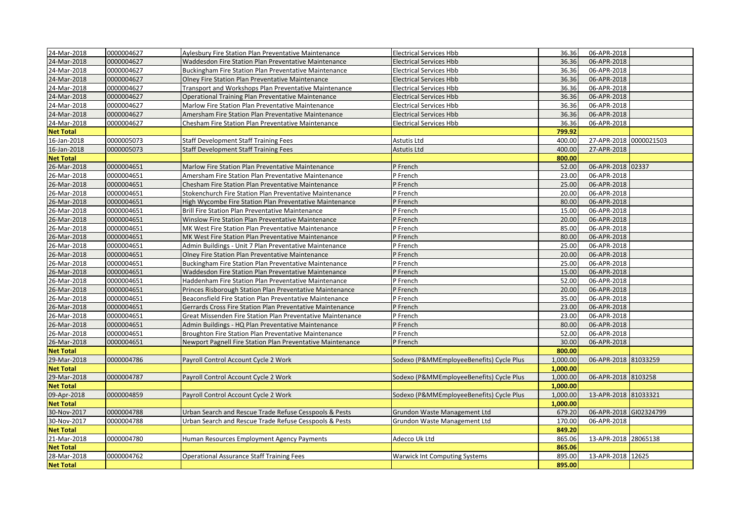| | | | | | | |
|---|---|---|---|---|---|---|
| 24-Mar-2018 | 0000004627 | Aylesbury Fire Station Plan Preventative Maintenance | Electrical Services Hbb | 36.36 | 06-APR-2018 | |
| 24-Mar-2018 | 0000004627 | Waddesdon Fire Station Plan Preventative Maintenance | Electrical Services Hbb | 36.36 | 06-APR-2018 | |
| 24-Mar-2018 | 0000004627 | Buckingham Fire Station Plan Preventative Maintenance | Electrical Services Hbb | 36.36 | 06-APR-2018 | |
| 24-Mar-2018 | 0000004627 | Olney Fire Station Plan Preventative Maintenance | Electrical Services Hbb | 36.36 | 06-APR-2018 | |
| 24-Mar-2018 | 0000004627 | Transport and Workshops Plan Preventative Maintenance | Electrical Services Hbb | 36.36 | 06-APR-2018 | |
| 24-Mar-2018 | 0000004627 | Operational Training Plan Preventative Maintenance | Electrical Services Hbb | 36.36 | 06-APR-2018 | |
| 24-Mar-2018 | 0000004627 | Marlow Fire Station Plan Preventative Maintenance | Electrical Services Hbb | 36.36 | 06-APR-2018 | |
| 24-Mar-2018 | 0000004627 | Amersham Fire Station Plan Preventative Maintenance | Electrical Services Hbb | 36.36 | 06-APR-2018 | |
| 24-Mar-2018 | 0000004627 | Chesham Fire Station Plan Preventative Maintenance | Electrical Services Hbb | 36.36 | 06-APR-2018 | |
| **Net Total** | | | | **799.92** | | |
| 16-Jan-2018 | 0000005073 | Staff Development Staff Training Fees | Astutis Ltd | 400.00 | 27-APR-2018 | 0000021503 |
| 16-Jan-2018 | 0000005073 | Staff Development Staff Training Fees | Astutis Ltd | 400.00 | 27-APR-2018 | |
| **Net Total** | | | | **800.00** | | |
| 26-Mar-2018 | 0000004651 | Marlow Fire Station Plan Preventative Maintenance | P French | 52.00 | 06-APR-2018 | 02337 |
| 26-Mar-2018 | 0000004651 | Amersham Fire Station Plan Preventative Maintenance | P French | 23.00 | 06-APR-2018 | |
| 26-Mar-2018 | 0000004651 | Chesham Fire Station Plan Preventative Maintenance | P French | 25.00 | 06-APR-2018 | |
| 26-Mar-2018 | 0000004651 | Stokenchurch Fire Station Plan Preventative Maintenance | P French | 20.00 | 06-APR-2018 | |
| 26-Mar-2018 | 0000004651 | High Wycombe Fire Station Plan Preventative Maintenance | P French | 80.00 | 06-APR-2018 | |
| 26-Mar-2018 | 0000004651 | Brill Fire Station Plan Preventative Maintenance | P French | 15.00 | 06-APR-2018 | |
| 26-Mar-2018 | 0000004651 | Winslow Fire Station Plan Preventative Maintenance | P French | 20.00 | 06-APR-2018 | |
| 26-Mar-2018 | 0000004651 | MK West Fire Station Plan Preventative Maintenance | P French | 85.00 | 06-APR-2018 | |
| 26-Mar-2018 | 0000004651 | MK West Fire Station Plan Preventative Maintenance | P French | 80.00 | 06-APR-2018 | |
| 26-Mar-2018 | 0000004651 | Admin Buildings - Unit 7 Plan Preventative Maintenance | P French | 25.00 | 06-APR-2018 | |
| 26-Mar-2018 | 0000004651 | Olney Fire Station Plan Preventative Maintenance | P French | 20.00 | 06-APR-2018 | |
| 26-Mar-2018 | 0000004651 | Buckingham Fire Station Plan Preventative Maintenance | P French | 25.00 | 06-APR-2018 | |
| 26-Mar-2018 | 0000004651 | Waddesdon Fire Station Plan Preventative Maintenance | P French | 15.00 | 06-APR-2018 | |
| 26-Mar-2018 | 0000004651 | Haddenham Fire Station Plan Preventative Maintenance | P French | 52.00 | 06-APR-2018 | |
| 26-Mar-2018 | 0000004651 | Princes Risborough Station Plan Preventative Maintenance | P French | 20.00 | 06-APR-2018 | |
| 26-Mar-2018 | 0000004651 | Beaconsfield Fire Station Plan Preventative Maintenance | P French | 35.00 | 06-APR-2018 | |
| 26-Mar-2018 | 0000004651 | Gerrards Cross Fire Station Plan Preventative Maintenance | P French | 23.00 | 06-APR-2018 | |
| 26-Mar-2018 | 0000004651 | Great Missenden Fire Station Plan Preventative Maintenance | P French | 23.00 | 06-APR-2018 | |
| 26-Mar-2018 | 0000004651 | Admin Buildings - HQ Plan Preventative Maintenance | P French | 80.00 | 06-APR-2018 | |
| 26-Mar-2018 | 0000004651 | Broughton Fire Station Plan Preventative Maintenance | P French | 52.00 | 06-APR-2018 | |
| 26-Mar-2018 | 0000004651 | Newport Pagnell Fire Station Plan Preventative Maintenance | P French | 30.00 | 06-APR-2018 | |
| **Net Total** | | | | **800.00** | | |
| 29-Mar-2018 | 0000004786 | Payroll Control Account Cycle 2 Work | Sodexo (P&MMEmployeeBenefits) Cycle Plus | 1,000.00 | 06-APR-2018 | 81033259 |
| **Net Total** | | | | **1,000.00** | | |
| 29-Mar-2018 | 0000004787 | Payroll Control Account Cycle 2 Work | Sodexo (P&MMEmployeeBenefits) Cycle Plus | 1,000.00 | 06-APR-2018 | 8103258 |
| **Net Total** | | | | **1,000.00** | | |
| 09-Apr-2018 | 0000004859 | Payroll Control Account Cycle 2 Work | Sodexo (P&MMEmployeeBenefits) Cycle Plus | 1,000.00 | 13-APR-2018 | 81033321 |
| **Net Total** | | | | **1,000.00** | | |
| 30-Nov-2017 | 0000004788 | Urban Search and Rescue Trade Refuse Cesspools & Pests | Grundon Waste Management Ltd | 679.20 | 06-APR-2018 | GI02324799 |
| 30-Nov-2017 | 0000004788 | Urban Search and Rescue Trade Refuse Cesspools & Pests | Grundon Waste Management Ltd | 170.00 | 06-APR-2018 | |
| **Net Total** | | | | **849.20** | | |
| 21-Mar-2018 | 0000004780 | Human Resources Employment Agency Payments | Adecco Uk Ltd | 865.06 | 13-APR-2018 | 28065138 |
| **Net Total** | | | | **865.06** | | |
| 28-Mar-2018 | 0000004762 | Operational Assurance Staff Training Fees | Warwick Int Computing Systems | 895.00 | 13-APR-2018 | 12625 |
| **Net Total** | | | | **895.00** | | |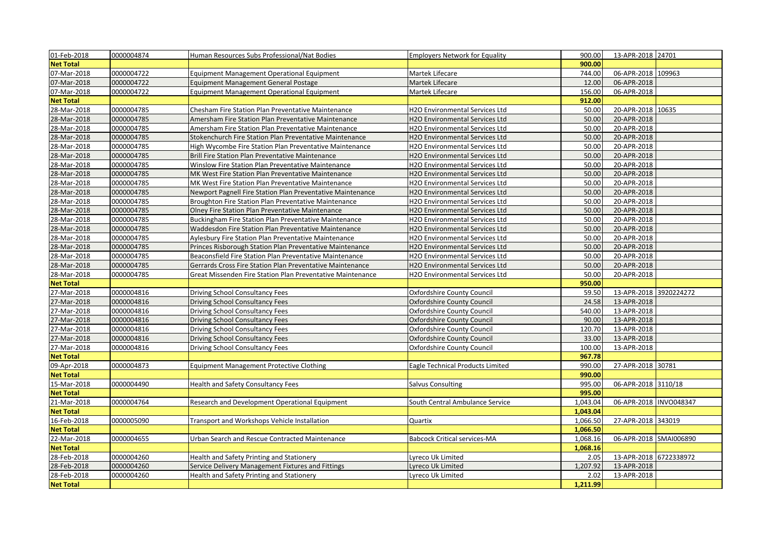| | | | | | | |
|---|---|---|---|---|---|---|
| 01-Feb-2018 | 0000004874 | Human Resources Subs Professional/Nat Bodies | Employers Network for Equality | 900.00 | 13-APR-2018 | 24701 |
| **Net Total** | | | | **900.00** | | |
| 07-Mar-2018 | 0000004722 | Equipment Management Operational Equipment | Martek Lifecare | 744.00 | 06-APR-2018 | 109963 |
| 07-Mar-2018 | 0000004722 | Equipment Management General Postage | Martek Lifecare | 12.00 | 06-APR-2018 | |
| 07-Mar-2018 | 0000004722 | Equipment Management Operational Equipment | Martek Lifecare | 156.00 | 06-APR-2018 | |
| **Net Total** | | | | **912.00** | | |
| 28-Mar-2018 | 0000004785 | Chesham Fire Station Plan Preventative Maintenance | H2O Environmental Services Ltd | 50.00 | 20-APR-2018 | 10635 |
| 28-Mar-2018 | 0000004785 | Amersham Fire Station Plan Preventative Maintenance | H2O Environmental Services Ltd | 50.00 | 20-APR-2018 | |
| 28-Mar-2018 | 0000004785 | Amersham Fire Station Plan Preventative Maintenance | H2O Environmental Services Ltd | 50.00 | 20-APR-2018 | |
| 28-Mar-2018 | 0000004785 | Stokenchurch Fire Station Plan Preventative Maintenance | H2O Environmental Services Ltd | 50.00 | 20-APR-2018 | |
| 28-Mar-2018 | 0000004785 | High Wycombe Fire Station Plan Preventative Maintenance | H2O Environmental Services Ltd | 50.00 | 20-APR-2018 | |
| 28-Mar-2018 | 0000004785 | Brill Fire Station Plan Preventative Maintenance | H2O Environmental Services Ltd | 50.00 | 20-APR-2018 | |
| 28-Mar-2018 | 0000004785 | Winslow Fire Station Plan Preventative Maintenance | H2O Environmental Services Ltd | 50.00 | 20-APR-2018 | |
| 28-Mar-2018 | 0000004785 | MK West Fire Station Plan Preventative Maintenance | H2O Environmental Services Ltd | 50.00 | 20-APR-2018 | |
| 28-Mar-2018 | 0000004785 | MK West Fire Station Plan Preventative Maintenance | H2O Environmental Services Ltd | 50.00 | 20-APR-2018 | |
| 28-Mar-2018 | 0000004785 | Newport Pagnell Fire Station Plan Preventative Maintenance | H2O Environmental Services Ltd | 50.00 | 20-APR-2018 | |
| 28-Mar-2018 | 0000004785 | Broughton Fire Station Plan Preventative Maintenance | H2O Environmental Services Ltd | 50.00 | 20-APR-2018 | |
| 28-Mar-2018 | 0000004785 | Olney Fire Station Plan Preventative Maintenance | H2O Environmental Services Ltd | 50.00 | 20-APR-2018 | |
| 28-Mar-2018 | 0000004785 | Buckingham Fire Station Plan Preventative Maintenance | H2O Environmental Services Ltd | 50.00 | 20-APR-2018 | |
| 28-Mar-2018 | 0000004785 | Waddesdon Fire Station Plan Preventative Maintenance | H2O Environmental Services Ltd | 50.00 | 20-APR-2018 | |
| 28-Mar-2018 | 0000004785 | Aylesbury Fire Station Plan Preventative Maintenance | H2O Environmental Services Ltd | 50.00 | 20-APR-2018 | |
| 28-Mar-2018 | 0000004785 | Princes Risborough Station Plan Preventative Maintenance | H2O Environmental Services Ltd | 50.00 | 20-APR-2018 | |
| 28-Mar-2018 | 0000004785 | Beaconsfield Fire Station Plan Preventative Maintenance | H2O Environmental Services Ltd | 50.00 | 20-APR-2018 | |
| 28-Mar-2018 | 0000004785 | Gerrards Cross Fire Station Plan Preventative Maintenance | H2O Environmental Services Ltd | 50.00 | 20-APR-2018 | |
| 28-Mar-2018 | 0000004785 | Great Missenden Fire Station Plan Preventative Maintenance | H2O Environmental Services Ltd | 50.00 | 20-APR-2018 | |
| **Net Total** | | | | **950.00** | | |
| 27-Mar-2018 | 0000004816 | Driving School Consultancy Fees | Oxfordshire County Council | 59.50 | 13-APR-2018 | 3920224272 |
| 27-Mar-2018 | 0000004816 | Driving School Consultancy Fees | Oxfordshire County Council | 24.58 | 13-APR-2018 | |
| 27-Mar-2018 | 0000004816 | Driving School Consultancy Fees | Oxfordshire County Council | 540.00 | 13-APR-2018 | |
| 27-Mar-2018 | 0000004816 | Driving School Consultancy Fees | Oxfordshire County Council | 90.00 | 13-APR-2018 | |
| 27-Mar-2018 | 0000004816 | Driving School Consultancy Fees | Oxfordshire County Council | 120.70 | 13-APR-2018 | |
| 27-Mar-2018 | 0000004816 | Driving School Consultancy Fees | Oxfordshire County Council | 33.00 | 13-APR-2018 | |
| 27-Mar-2018 | 0000004816 | Driving School Consultancy Fees | Oxfordshire County Council | 100.00 | 13-APR-2018 | |
| **Net Total** | | | | **967.78** | | |
| 09-Apr-2018 | 0000004873 | Equipment Management Protective Clothing | Eagle Technical Products Limited | 990.00 | 27-APR-2018 | 30781 |
| **Net Total** | | | | **990.00** | | |
| 15-Mar-2018 | 0000004490 | Health and Safety Consultancy Fees | Salvus Consulting | 995.00 | 06-APR-2018 | 3110/18 |
| **Net Total** | | | | **995.00** | | |
| 21-Mar-2018 | 0000004764 | Research and Development Operational Equipment | South Central Ambulance Service | 1,043.04 | 06-APR-2018 | INVO048347 |
| **Net Total** | | | | **1,043.04** | | |
| 16-Feb-2018 | 0000005090 | Transport and Workshops Vehicle Installation | Quartix | 1,066.50 | 27-APR-2018 | 343019 |
| **Net Total** | | | | **1,066.50** | | |
| 22-Mar-2018 | 0000004655 | Urban Search and Rescue Contracted Maintenance | Babcock Critical services-MA | 1,068.16 | 06-APR-2018 | SMAI006890 |
| **Net Total** | | | | **1,068.16** | | |
| 28-Feb-2018 | 0000004260 | Health and Safety Printing and Stationery | Lyreco Uk Limited | 2.05 | 13-APR-2018 | 6722338972 |
| 28-Feb-2018 | 0000004260 | Service Delivery Management Fixtures and Fittings | Lyreco Uk Limited | 1,207.92 | 13-APR-2018 | |
| 28-Feb-2018 | 0000004260 | Health and Safety Printing and Stationery | Lyreco Uk Limited | 2.02 | 13-APR-2018 | |
| **Net Total** | | | | **1,211.99** | | |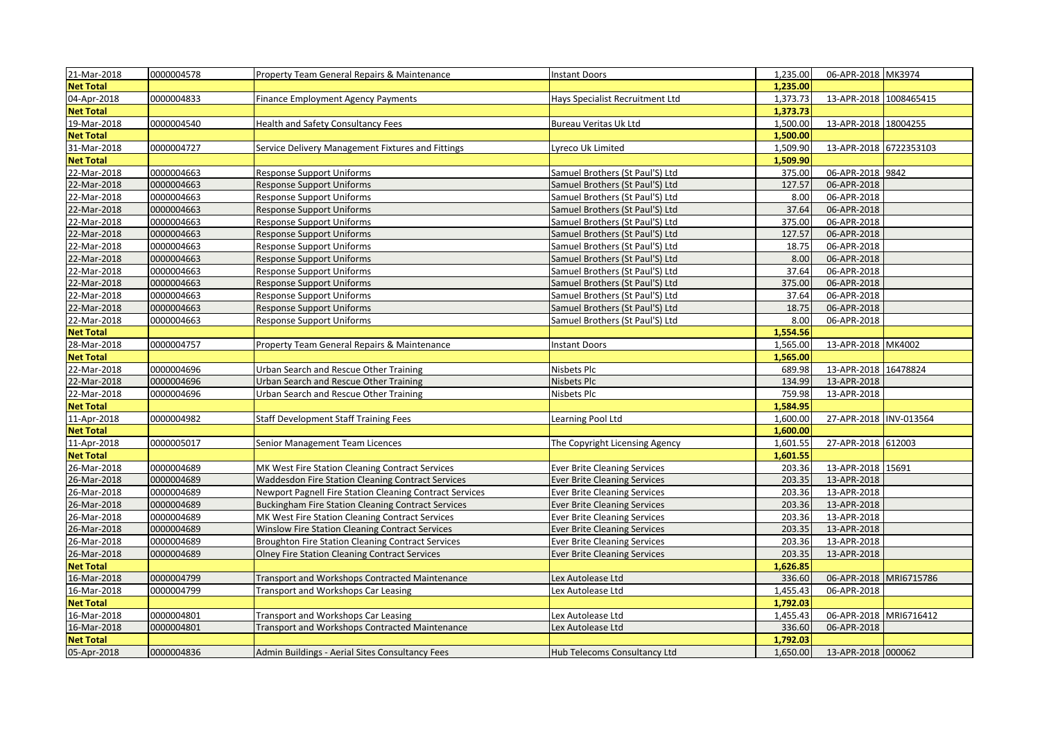| | | | | | | |
|---|---|---|---|---|---|---|
| 21-Mar-2018 | 0000004578 | Property Team General Repairs & Maintenance | Instant Doors | 1,235.00 | 06-APR-2018 | MK3974 |
| **Net Total** | | | | **1,235.00** | | |
| 04-Apr-2018 | 0000004833 | Finance Employment Agency Payments | Hays Specialist Recruitment Ltd | 1,373.73 | 13-APR-2018 | 1008465415 |
| **Net Total** | | | | **1,373.73** | | |
| 19-Mar-2018 | 0000004540 | Health and Safety Consultancy Fees | Bureau Veritas Uk Ltd | 1,500.00 | 13-APR-2018 | 18004255 |
| **Net Total** | | | | **1,500.00** | | |
| 31-Mar-2018 | 0000004727 | Service Delivery Management Fixtures and Fittings | Lyreco Uk Limited | 1,509.90 | 13-APR-2018 | 6722353103 |
| **Net Total** | | | | **1,509.90** | | |
| 22-Mar-2018 | 0000004663 | Response Support Uniforms | Samuel Brothers (St Paul'S) Ltd | 375.00 | 06-APR-2018 | 9842 |
| 22-Mar-2018 | 0000004663 | Response Support Uniforms | Samuel Brothers (St Paul'S) Ltd | 127.57 | 06-APR-2018 | |
| 22-Mar-2018 | 0000004663 | Response Support Uniforms | Samuel Brothers (St Paul'S) Ltd | 8.00 | 06-APR-2018 | |
| 22-Mar-2018 | 0000004663 | Response Support Uniforms | Samuel Brothers (St Paul'S) Ltd | 37.64 | 06-APR-2018 | |
| 22-Mar-2018 | 0000004663 | Response Support Uniforms | Samuel Brothers (St Paul'S) Ltd | 375.00 | 06-APR-2018 | |
| 22-Mar-2018 | 0000004663 | Response Support Uniforms | Samuel Brothers (St Paul'S) Ltd | 127.57 | 06-APR-2018 | |
| 22-Mar-2018 | 0000004663 | Response Support Uniforms | Samuel Brothers (St Paul'S) Ltd | 18.75 | 06-APR-2018 | |
| 22-Mar-2018 | 0000004663 | Response Support Uniforms | Samuel Brothers (St Paul'S) Ltd | 8.00 | 06-APR-2018 | |
| 22-Mar-2018 | 0000004663 | Response Support Uniforms | Samuel Brothers (St Paul'S) Ltd | 37.64 | 06-APR-2018 | |
| 22-Mar-2018 | 0000004663 | Response Support Uniforms | Samuel Brothers (St Paul'S) Ltd | 375.00 | 06-APR-2018 | |
| 22-Mar-2018 | 0000004663 | Response Support Uniforms | Samuel Brothers (St Paul'S) Ltd | 37.64 | 06-APR-2018 | |
| 22-Mar-2018 | 0000004663 | Response Support Uniforms | Samuel Brothers (St Paul'S) Ltd | 18.75 | 06-APR-2018 | |
| 22-Mar-2018 | 0000004663 | Response Support Uniforms | Samuel Brothers (St Paul'S) Ltd | 8.00 | 06-APR-2018 | |
| **Net Total** | | | | **1,554.56** | | |
| 28-Mar-2018 | 0000004757 | Property Team General Repairs & Maintenance | Instant Doors | 1,565.00 | 13-APR-2018 | MK4002 |
| **Net Total** | | | | **1,565.00** | | |
| 22-Mar-2018 | 0000004696 | Urban Search and Rescue Other Training | Nisbets Plc | 689.98 | 13-APR-2018 | 16478824 |
| 22-Mar-2018 | 0000004696 | Urban Search and Rescue Other Training | Nisbets Plc | 134.99 | 13-APR-2018 | |
| 22-Mar-2018 | 0000004696 | Urban Search and Rescue Other Training | Nisbets Plc | 759.98 | 13-APR-2018 | |
| **Net Total** | | | | **1,584.95** | | |
| 11-Apr-2018 | 0000004982 | Staff Development Staff Training Fees | Learning Pool Ltd | 1,600.00 | 27-APR-2018 | INV-013564 |
| **Net Total** | | | | **1,600.00** | | |
| 11-Apr-2018 | 0000005017 | Senior Management Team Licences | The Copyright Licensing Agency | 1,601.55 | 27-APR-2018 | 612003 |
| **Net Total** | | | | **1,601.55** | | |
| 26-Mar-2018 | 0000004689 | MK West Fire Station Cleaning Contract Services | Ever Brite Cleaning Services | 203.36 | 13-APR-2018 | 15691 |
| 26-Mar-2018 | 0000004689 | Waddesdon Fire Station Cleaning Contract Services | Ever Brite Cleaning Services | 203.35 | 13-APR-2018 | |
| 26-Mar-2018 | 0000004689 | Newport Pagnell Fire Station Cleaning Contract Services | Ever Brite Cleaning Services | 203.36 | 13-APR-2018 | |
| 26-Mar-2018 | 0000004689 | Buckingham Fire Station Cleaning Contract Services | Ever Brite Cleaning Services | 203.36 | 13-APR-2018 | |
| 26-Mar-2018 | 0000004689 | MK West Fire Station Cleaning Contract Services | Ever Brite Cleaning Services | 203.36 | 13-APR-2018 | |
| 26-Mar-2018 | 0000004689 | Winslow Fire Station Cleaning Contract Services | Ever Brite Cleaning Services | 203.35 | 13-APR-2018 | |
| 26-Mar-2018 | 0000004689 | Broughton Fire Station Cleaning Contract Services | Ever Brite Cleaning Services | 203.36 | 13-APR-2018 | |
| 26-Mar-2018 | 0000004689 | Olney Fire Station Cleaning Contract Services | Ever Brite Cleaning Services | 203.35 | 13-APR-2018 | |
| **Net Total** | | | | **1,626.85** | | |
| 16-Mar-2018 | 0000004799 | Transport and Workshops Contracted Maintenance | Lex Autolease Ltd | 336.60 | 06-APR-2018 | MRI6715786 |
| 16-Mar-2018 | 0000004799 | Transport and Workshops Car Leasing | Lex Autolease Ltd | 1,455.43 | 06-APR-2018 | |
| **Net Total** | | | | **1,792.03** | | |
| 16-Mar-2018 | 0000004801 | Transport and Workshops Car Leasing | Lex Autolease Ltd | 1,455.43 | 06-APR-2018 | MRI6716412 |
| 16-Mar-2018 | 0000004801 | Transport and Workshops Contracted Maintenance | Lex Autolease Ltd | 336.60 | 06-APR-2018 | |
| **Net Total** | | | | **1,792.03** | | |
| 05-Apr-2018 | 0000004836 | Admin Buildings - Aerial Sites Consultancy Fees | Hub Telecoms Consultancy Ltd | 1,650.00 | 13-APR-2018 | 000062 |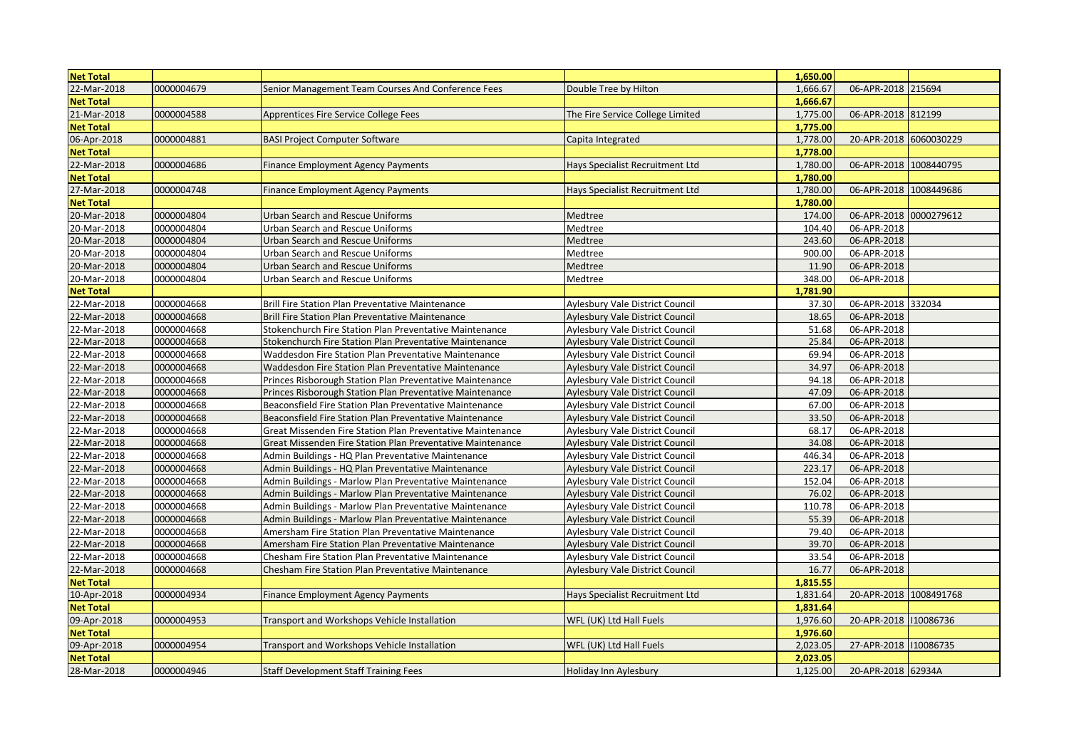| Net Total | | | | 1,650.00 | | |
|---|---|---|---|---|---|---|
| 22-Mar-2018 | 0000004679 | Senior Management Team Courses And Conference Fees | Double Tree by Hilton | 1,666.67 | 06-APR-2018 | 215694 |
| Net Total | | | | 1,666.67 | | |
| 21-Mar-2018 | 0000004588 | Apprentices Fire Service College Fees | The Fire Service College Limited | 1,775.00 | 06-APR-2018 | 812199 |
| Net Total | | | | 1,775.00 | | |
| 06-Apr-2018 | 0000004881 | BASI Project Computer Software | Capita Integrated | 1,778.00 | 20-APR-2018 | 6060030229 |
| Net Total | | | | 1,778.00 | | |
| 22-Mar-2018 | 0000004686 | Finance Employment Agency Payments | Hays Specialist Recruitment Ltd | 1,780.00 | 06-APR-2018 | 1008440795 |
| Net Total | | | | 1,780.00 | | |
| 27-Mar-2018 | 0000004748 | Finance Employment Agency Payments | Hays Specialist Recruitment Ltd | 1,780.00 | 06-APR-2018 | 1008449686 |
| Net Total | | | | 1,780.00 | | |
| 20-Mar-2018 | 0000004804 | Urban Search and Rescue Uniforms | Medtree | 174.00 | 06-APR-2018 | 0000279612 |
| 20-Mar-2018 | 0000004804 | Urban Search and Rescue Uniforms | Medtree | 104.40 | 06-APR-2018 | |
| 20-Mar-2018 | 0000004804 | Urban Search and Rescue Uniforms | Medtree | 243.60 | 06-APR-2018 | |
| 20-Mar-2018 | 0000004804 | Urban Search and Rescue Uniforms | Medtree | 900.00 | 06-APR-2018 | |
| 20-Mar-2018 | 0000004804 | Urban Search and Rescue Uniforms | Medtree | 11.90 | 06-APR-2018 | |
| 20-Mar-2018 | 0000004804 | Urban Search and Rescue Uniforms | Medtree | 348.00 | 06-APR-2018 | |
| Net Total | | | | 1,781.90 | | |
| 22-Mar-2018 | 0000004668 | Brill Fire Station Plan Preventative Maintenance | Aylesbury Vale District Council | 37.30 | 06-APR-2018 | 332034 |
| 22-Mar-2018 | 0000004668 | Brill Fire Station Plan Preventative Maintenance | Aylesbury Vale District Council | 18.65 | 06-APR-2018 | |
| 22-Mar-2018 | 0000004668 | Stokenchurch Fire Station Plan Preventative Maintenance | Aylesbury Vale District Council | 51.68 | 06-APR-2018 | |
| 22-Mar-2018 | 0000004668 | Stokenchurch Fire Station Plan Preventative Maintenance | Aylesbury Vale District Council | 25.84 | 06-APR-2018 | |
| 22-Mar-2018 | 0000004668 | Waddesdon Fire Station Plan Preventative Maintenance | Aylesbury Vale District Council | 69.94 | 06-APR-2018 | |
| 22-Mar-2018 | 0000004668 | Waddesdon Fire Station Plan Preventative Maintenance | Aylesbury Vale District Council | 34.97 | 06-APR-2018 | |
| 22-Mar-2018 | 0000004668 | Princes Risborough Station Plan Preventative Maintenance | Aylesbury Vale District Council | 94.18 | 06-APR-2018 | |
| 22-Mar-2018 | 0000004668 | Princes Risborough Station Plan Preventative Maintenance | Aylesbury Vale District Council | 47.09 | 06-APR-2018 | |
| 22-Mar-2018 | 0000004668 | Beaconsfield Fire Station Plan Preventative Maintenance | Aylesbury Vale District Council | 67.00 | 06-APR-2018 | |
| 22-Mar-2018 | 0000004668 | Beaconsfield Fire Station Plan Preventative Maintenance | Aylesbury Vale District Council | 33.50 | 06-APR-2018 | |
| 22-Mar-2018 | 0000004668 | Great Missenden Fire Station Plan Preventative Maintenance | Aylesbury Vale District Council | 68.17 | 06-APR-2018 | |
| 22-Mar-2018 | 0000004668 | Great Missenden Fire Station Plan Preventative Maintenance | Aylesbury Vale District Council | 34.08 | 06-APR-2018 | |
| 22-Mar-2018 | 0000004668 | Admin Buildings - HQ Plan Preventative Maintenance | Aylesbury Vale District Council | 446.34 | 06-APR-2018 | |
| 22-Mar-2018 | 0000004668 | Admin Buildings - HQ Plan Preventative Maintenance | Aylesbury Vale District Council | 223.17 | 06-APR-2018 | |
| 22-Mar-2018 | 0000004668 | Admin Buildings - Marlow Plan Preventative Maintenance | Aylesbury Vale District Council | 152.04 | 06-APR-2018 | |
| 22-Mar-2018 | 0000004668 | Admin Buildings - Marlow Plan Preventative Maintenance | Aylesbury Vale District Council | 76.02 | 06-APR-2018 | |
| 22-Mar-2018 | 0000004668 | Admin Buildings - Marlow Plan Preventative Maintenance | Aylesbury Vale District Council | 110.78 | 06-APR-2018 | |
| 22-Mar-2018 | 0000004668 | Admin Buildings - Marlow Plan Preventative Maintenance | Aylesbury Vale District Council | 55.39 | 06-APR-2018 | |
| 22-Mar-2018 | 0000004668 | Amersham Fire Station Plan Preventative Maintenance | Aylesbury Vale District Council | 79.40 | 06-APR-2018 | |
| 22-Mar-2018 | 0000004668 | Amersham Fire Station Plan Preventative Maintenance | Aylesbury Vale District Council | 39.70 | 06-APR-2018 | |
| 22-Mar-2018 | 0000004668 | Chesham Fire Station Plan Preventative Maintenance | Aylesbury Vale District Council | 33.54 | 06-APR-2018 | |
| 22-Mar-2018 | 0000004668 | Chesham Fire Station Plan Preventative Maintenance | Aylesbury Vale District Council | 16.77 | 06-APR-2018 | |
| Net Total | | | | 1,815.55 | | |
| 10-Apr-2018 | 0000004934 | Finance Employment Agency Payments | Hays Specialist Recruitment Ltd | 1,831.64 | 20-APR-2018 | 1008491768 |
| Net Total | | | | 1,831.64 | | |
| 09-Apr-2018 | 0000004953 | Transport and Workshops Vehicle Installation | WFL (UK) Ltd Hall Fuels | 1,976.60 | 20-APR-2018 | I10086736 |
| Net Total | | | | 1,976.60 | | |
| 09-Apr-2018 | 0000004954 | Transport and Workshops Vehicle Installation | WFL (UK) Ltd Hall Fuels | 2,023.05 | 27-APR-2018 | I10086735 |
| Net Total | | | | 2,023.05 | | |
| 28-Mar-2018 | 0000004946 | Staff Development Staff Training Fees | Holiday Inn Aylesbury | 1,125.00 | 20-APR-2018 | 62934A |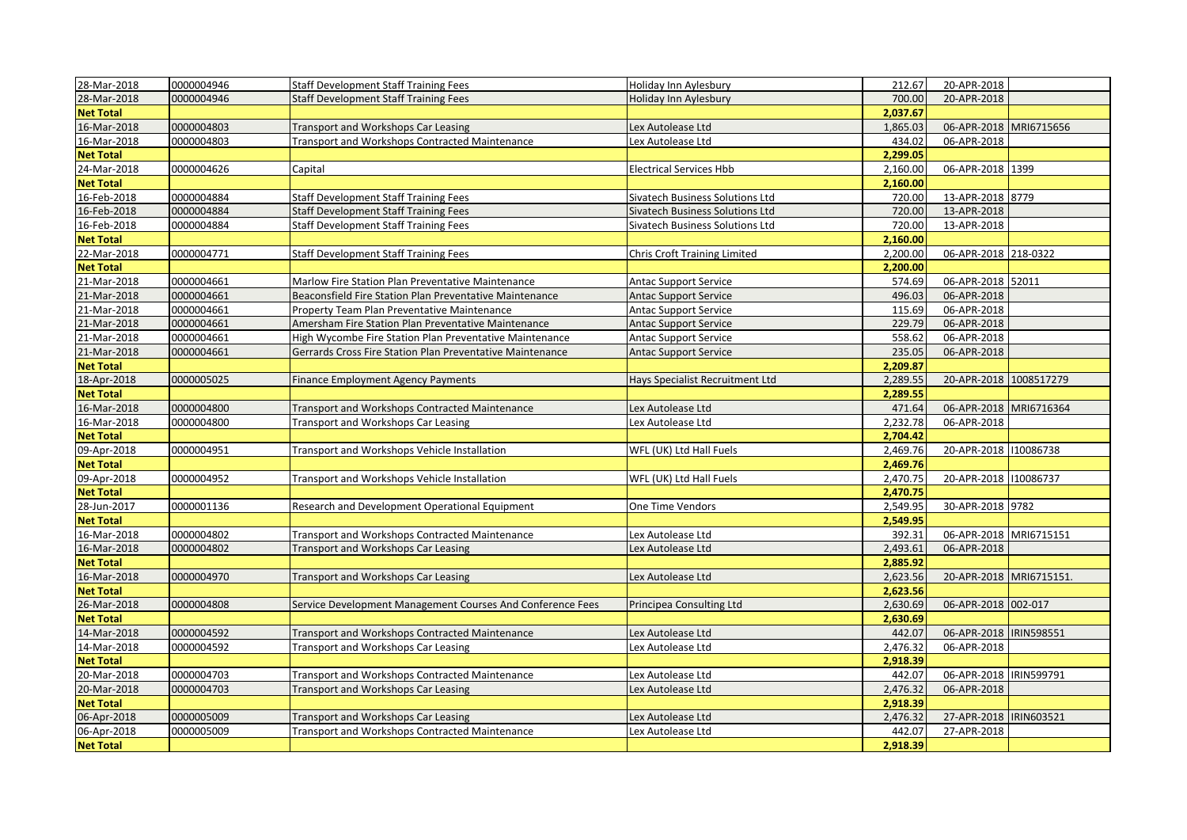| 28-Mar-2018 | 0000004946 | Staff Development Staff Training Fees | Holiday Inn Aylesbury | 212.67 | 20-APR-2018 | |
|---|---|---|---|---|---|---|
| 28-Mar-2018 | 0000004946 | Staff Development Staff Training Fees | Holiday Inn Aylesbury | 700.00 | 20-APR-2018 | |
| **Net Total** | | | | **2,037.67** | | |
| 16-Mar-2018 | 0000004803 | Transport and Workshops Car Leasing | Lex Autolease Ltd | 1,865.03 | 06-APR-2018 | MRI6715656 |
| 16-Mar-2018 | 0000004803 | Transport and Workshops Contracted Maintenance | Lex Autolease Ltd | 434.02 | 06-APR-2018 | |
| **Net Total** | | | | **2,299.05** | | |
| 24-Mar-2018 | 0000004626 | Capital | Electrical Services Hbb | 2,160.00 | 06-APR-2018 | 1399 |
| **Net Total** | | | | **2,160.00** | | |
| 16-Feb-2018 | 0000004884 | Staff Development Staff Training Fees | Sivatech Business Solutions Ltd | 720.00 | 13-APR-2018 | 8779 |
| 16-Feb-2018 | 0000004884 | Staff Development Staff Training Fees | Sivatech Business Solutions Ltd | 720.00 | 13-APR-2018 | |
| 16-Feb-2018 | 0000004884 | Staff Development Staff Training Fees | Sivatech Business Solutions Ltd | 720.00 | 13-APR-2018 | |
| **Net Total** | | | | **2,160.00** | | |
| 22-Mar-2018 | 0000004771 | Staff Development Staff Training Fees | Chris Croft Training Limited | 2,200.00 | 06-APR-2018 | 218-0322 |
| **Net Total** | | | | **2,200.00** | | |
| 21-Mar-2018 | 0000004661 | Marlow Fire Station Plan Preventative Maintenance | Antac Support Service | 574.69 | 06-APR-2018 | 52011 |
| 21-Mar-2018 | 0000004661 | Beaconsfield Fire Station Plan Preventative Maintenance | Antac Support Service | 496.03 | 06-APR-2018 | |
| 21-Mar-2018 | 0000004661 | Property Team Plan Preventative Maintenance | Antac Support Service | 115.69 | 06-APR-2018 | |
| 21-Mar-2018 | 0000004661 | Amersham Fire Station Plan Preventative Maintenance | Antac Support Service | 229.79 | 06-APR-2018 | |
| 21-Mar-2018 | 0000004661 | High Wycombe Fire Station Plan Preventative Maintenance | Antac Support Service | 558.62 | 06-APR-2018 | |
| 21-Mar-2018 | 0000004661 | Gerrards Cross Fire Station Plan Preventative Maintenance | Antac Support Service | 235.05 | 06-APR-2018 | |
| **Net Total** | | | | **2,209.87** | | |
| 18-Apr-2018 | 0000005025 | Finance Employment Agency Payments | Hays Specialist Recruitment Ltd | 2,289.55 | 20-APR-2018 | 1008517279 |
| **Net Total** | | | | **2,289.55** | | |
| 16-Mar-2018 | 0000004800 | Transport and Workshops Contracted Maintenance | Lex Autolease Ltd | 471.64 | 06-APR-2018 | MRI6716364 |
| 16-Mar-2018 | 0000004800 | Transport and Workshops Car Leasing | Lex Autolease Ltd | 2,232.78 | 06-APR-2018 | |
| **Net Total** | | | | **2,704.42** | | |
| 09-Apr-2018 | 0000004951 | Transport and Workshops Vehicle Installation | WFL (UK) Ltd Hall Fuels | 2,469.76 | 20-APR-2018 | I10086738 |
| **Net Total** | | | | **2,469.76** | | |
| 09-Apr-2018 | 0000004952 | Transport and Workshops Vehicle Installation | WFL (UK) Ltd Hall Fuels | 2,470.75 | 20-APR-2018 | I10086737 |
| **Net Total** | | | | **2,470.75** | | |
| 28-Jun-2017 | 0000001136 | Research and Development Operational Equipment | One Time Vendors | 2,549.95 | 30-APR-2018 | 9782 |
| **Net Total** | | | | **2,549.95** | | |
| 16-Mar-2018 | 0000004802 | Transport and Workshops Contracted Maintenance | Lex Autolease Ltd | 392.31 | 06-APR-2018 | MRI6715151 |
| 16-Mar-2018 | 0000004802 | Transport and Workshops Car Leasing | Lex Autolease Ltd | 2,493.61 | 06-APR-2018 | |
| **Net Total** | | | | **2,885.92** | | |
| 16-Mar-2018 | 0000004970 | Transport and Workshops Car Leasing | Lex Autolease Ltd | 2,623.56 | 20-APR-2018 | MRI6715151. |
| **Net Total** | | | | **2,623.56** | | |
| 26-Mar-2018 | 0000004808 | Service Development Management Courses And Conference Fees | Principea Consulting Ltd | 2,630.69 | 06-APR-2018 | 002-017 |
| **Net Total** | | | | **2,630.69** | | |
| 14-Mar-2018 | 0000004592 | Transport and Workshops Contracted Maintenance | Lex Autolease Ltd | 442.07 | 06-APR-2018 | IRIN598551 |
| 14-Mar-2018 | 0000004592 | Transport and Workshops Car Leasing | Lex Autolease Ltd | 2,476.32 | 06-APR-2018 | |
| **Net Total** | | | | **2,918.39** | | |
| 20-Mar-2018 | 0000004703 | Transport and Workshops Contracted Maintenance | Lex Autolease Ltd | 442.07 | 06-APR-2018 | IRIN599791 |
| 20-Mar-2018 | 0000004703 | Transport and Workshops Car Leasing | Lex Autolease Ltd | 2,476.32 | 06-APR-2018 | |
| **Net Total** | | | | **2,918.39** | | |
| 06-Apr-2018 | 0000005009 | Transport and Workshops Car Leasing | Lex Autolease Ltd | 2,476.32 | 27-APR-2018 | IRIN603521 |
| 06-Apr-2018 | 0000005009 | Transport and Workshops Contracted Maintenance | Lex Autolease Ltd | 442.07 | 27-APR-2018 | |
| **Net Total** | | | | **2,918.39** | | |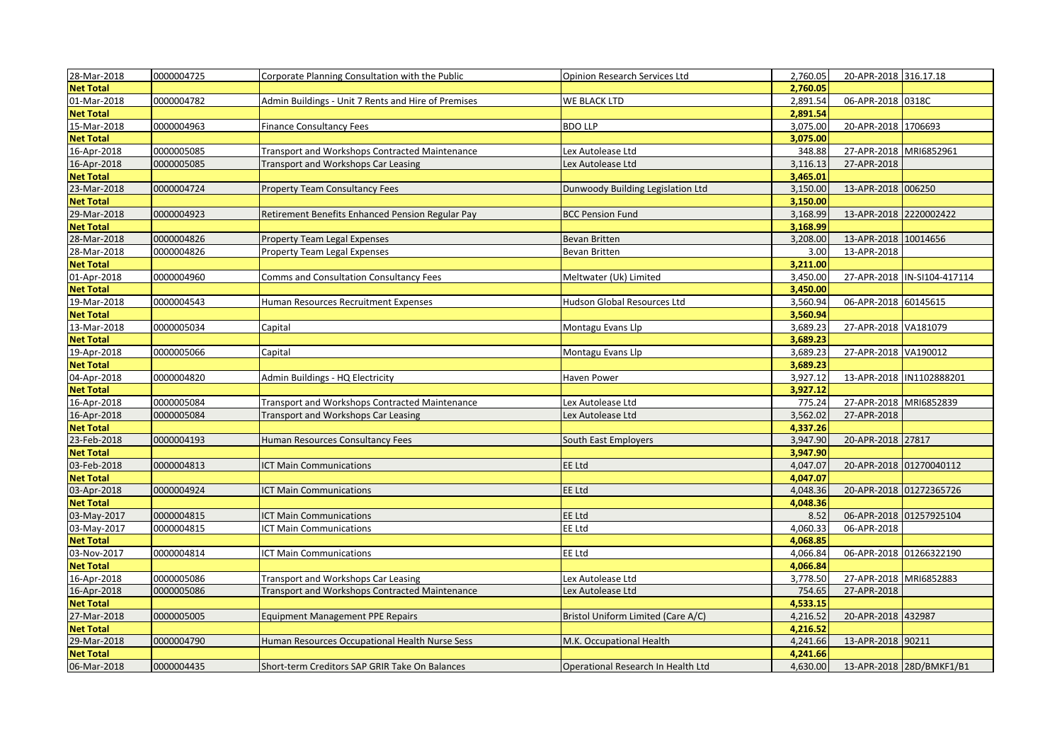| | | | | | | |
|---|---|---|---|---|---|---|
| 28-Mar-2018 | 0000004725 | Corporate Planning Consultation with the Public | Opinion Research Services Ltd | 2,760.05 | 20-APR-2018 | 316.17.18 |
| **Net Total** | | | | **2,760.05** | | |
| 01-Mar-2018 | 0000004782 | Admin Buildings - Unit 7 Rents and Hire of Premises | WE BLACK LTD | 2,891.54 | 06-APR-2018 | 0318C |
| **Net Total** | | | | **2,891.54** | | |
| 15-Mar-2018 | 0000004963 | Finance Consultancy Fees | BDO LLP | 3,075.00 | 20-APR-2018 | 1706693 |
| **Net Total** | | | | **3,075.00** | | |
| 16-Apr-2018 | 0000005085 | Transport and Workshops Contracted Maintenance | Lex Autolease Ltd | 348.88 | 27-APR-2018 | MRI6852961 |
| 16-Apr-2018 | 0000005085 | Transport and Workshops Car Leasing | Lex Autolease Ltd | 3,116.13 | 27-APR-2018 | |
| **Net Total** | | | | **3,465.01** | | |
| 23-Mar-2018 | 0000004724 | Property Team Consultancy Fees | Dunwoody Building Legislation Ltd | 3,150.00 | 13-APR-2018 | 006250 |
| **Net Total** | | | | **3,150.00** | | |
| 29-Mar-2018 | 0000004923 | Retirement Benefits Enhanced Pension Regular Pay | BCC Pension Fund | 3,168.99 | 13-APR-2018 | 2220002422 |
| **Net Total** | | | | **3,168.99** | | |
| 28-Mar-2018 | 0000004826 | Property Team Legal Expenses | Bevan Britten | 3,208.00 | 13-APR-2018 | 10014656 |
| 28-Mar-2018 | 0000004826 | Property Team Legal Expenses | Bevan Britten | 3.00 | 13-APR-2018 | |
| **Net Total** | | | | **3,211.00** | | |
| 01-Apr-2018 | 0000004960 | Comms and Consultation Consultancy Fees | Meltwater (Uk) Limited | 3,450.00 | 27-APR-2018 | IN-SI104-417114 |
| **Net Total** | | | | **3,450.00** | | |
| 19-Mar-2018 | 0000004543 | Human Resources Recruitment Expenses | Hudson Global Resources Ltd | 3,560.94 | 06-APR-2018 | 60145615 |
| **Net Total** | | | | **3,560.94** | | |
| 13-Mar-2018 | 0000005034 | Capital | Montagu Evans Llp | 3,689.23 | 27-APR-2018 | VA181079 |
| **Net Total** | | | | **3,689.23** | | |
| 19-Apr-2018 | 0000005066 | Capital | Montagu Evans Llp | 3,689.23 | 27-APR-2018 | VA190012 |
| **Net Total** | | | | **3,689.23** | | |
| 04-Apr-2018 | 0000004820 | Admin Buildings - HQ Electricity | Haven Power | 3,927.12 | 13-APR-2018 | IN1102888201 |
| **Net Total** | | | | **3,927.12** | | |
| 16-Apr-2018 | 0000005084 | Transport and Workshops Contracted Maintenance | Lex Autolease Ltd | 775.24 | 27-APR-2018 | MRI6852839 |
| 16-Apr-2018 | 0000005084 | Transport and Workshops Car Leasing | Lex Autolease Ltd | 3,562.02 | 27-APR-2018 | |
| **Net Total** | | | | **4,337.26** | | |
| 23-Feb-2018 | 0000004193 | Human Resources Consultancy Fees | South East Employers | 3,947.90 | 20-APR-2018 | 27817 |
| **Net Total** | | | | **3,947.90** | | |
| 03-Feb-2018 | 0000004813 | ICT Main Communications | EE Ltd | 4,047.07 | 20-APR-2018 | 01270040112 |
| **Net Total** | | | | **4,047.07** | | |
| 03-Apr-2018 | 0000004924 | ICT Main Communications | EE Ltd | 4,048.36 | 20-APR-2018 | 01272365726 |
| **Net Total** | | | | **4,048.36** | | |
| 03-May-2017 | 0000004815 | ICT Main Communications | EE Ltd | 8.52 | 06-APR-2018 | 01257925104 |
| 03-May-2017 | 0000004815 | ICT Main Communications | EE Ltd | 4,060.33 | 06-APR-2018 | |
| **Net Total** | | | | **4,068.85** | | |
| 03-Nov-2017 | 0000004814 | ICT Main Communications | EE Ltd | 4,066.84 | 06-APR-2018 | 01266322190 |
| **Net Total** | | | | **4,066.84** | | |
| 16-Apr-2018 | 0000005086 | Transport and Workshops Car Leasing | Lex Autolease Ltd | 3,778.50 | 27-APR-2018 | MRI6852883 |
| 16-Apr-2018 | 0000005086 | Transport and Workshops Contracted Maintenance | Lex Autolease Ltd | 754.65 | 27-APR-2018 | |
| **Net Total** | | | | **4,533.15** | | |
| 27-Mar-2018 | 0000005005 | Equipment Management PPE Repairs | Bristol Uniform Limited (Care A/C) | 4,216.52 | 20-APR-2018 | 432987 |
| **Net Total** | | | | **4,216.52** | | |
| 29-Mar-2018 | 0000004790 | Human Resources Occupational Health Nurse Sess | M.K. Occupational Health | 4,241.66 | 13-APR-2018 | 90211 |
| **Net Total** | | | | **4,241.66** | | |
| 06-Mar-2018 | 0000004435 | Short-term Creditors SAP GRIR Take On Balances | Operational Research In Health Ltd | 4,630.00 | 13-APR-2018 | 28D/BMKF1/B1 |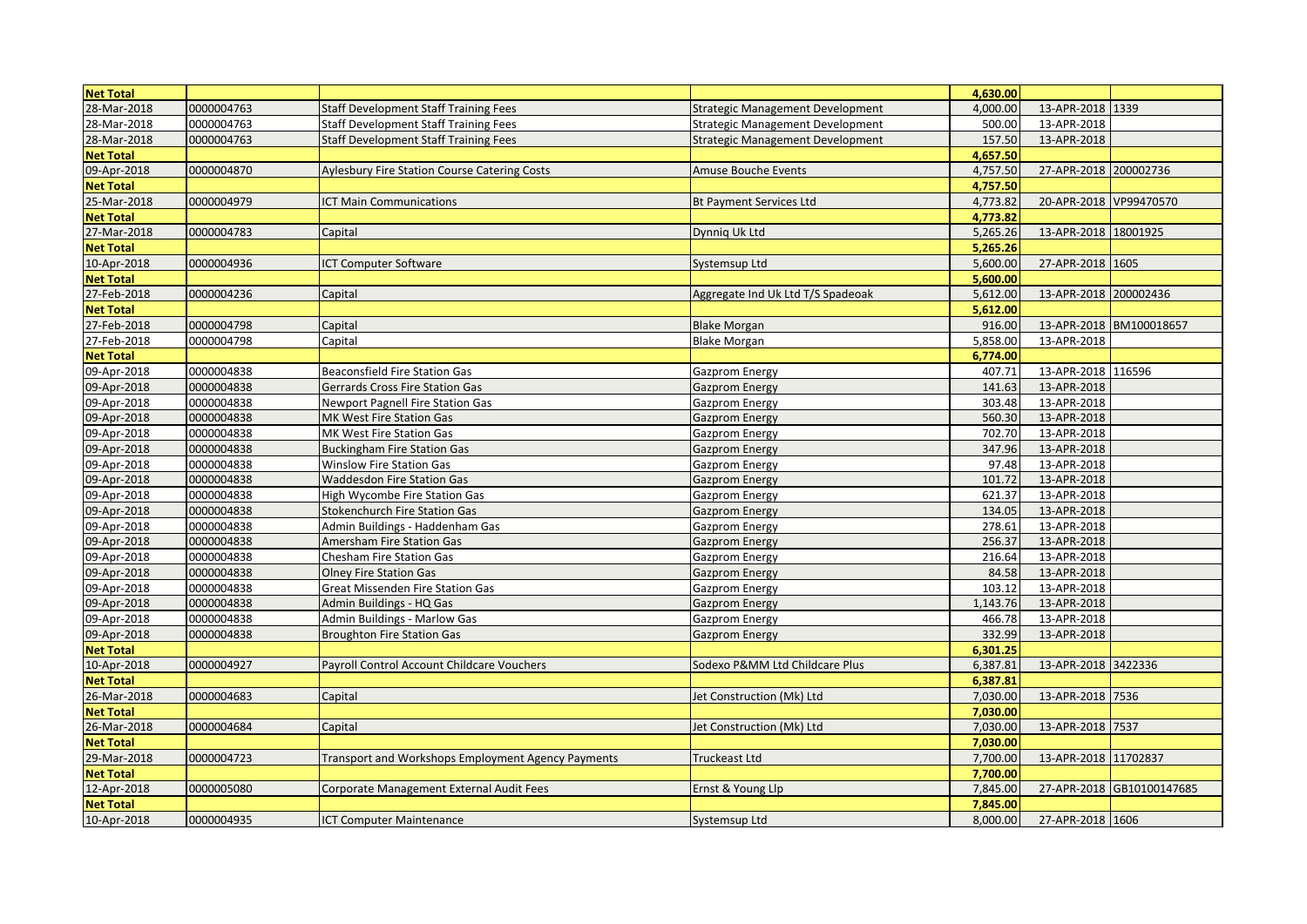| Net Total | | | | 4,630.00 | | |
|---|---|---|---|---|---|---|
| 28-Mar-2018 | 0000004763 | Staff Development Staff Training Fees | Strategic Management Development | 4,000.00 | 13-APR-2018 | 1339 |
| 28-Mar-2018 | 0000004763 | Staff Development Staff Training Fees | Strategic Management Development | 500.00 | 13-APR-2018 | |
| 28-Mar-2018 | 0000004763 | Staff Development Staff Training Fees | Strategic Management Development | 157.50 | 13-APR-2018 | |
| Net Total | | | | 4,657.50 | | |
| 09-Apr-2018 | 0000004870 | Aylesbury Fire Station Course Catering Costs | Amuse Bouche Events | 4,757.50 | 27-APR-2018 | 200002736 |
| Net Total | | | | 4,757.50 | | |
| 25-Mar-2018 | 0000004979 | ICT Main Communications | Bt Payment Services Ltd | 4,773.82 | 20-APR-2018 | VP99470570 |
| Net Total | | | | 4,773.82 | | |
| 27-Mar-2018 | 0000004783 | Capital | Dynniq Uk Ltd | 5,265.26 | 13-APR-2018 | 18001925 |
| Net Total | | | | 5,265.26 | | |
| 10-Apr-2018 | 0000004936 | ICT Computer Software | Systemsup Ltd | 5,600.00 | 27-APR-2018 | 1605 |
| Net Total | | | | 5,600.00 | | |
| 27-Feb-2018 | 0000004236 | Capital | Aggregate Ind Uk Ltd T/S Spadeoak | 5,612.00 | 13-APR-2018 | 200002436 |
| Net Total | | | | 5,612.00 | | |
| 27-Feb-2018 | 0000004798 | Capital | Blake Morgan | 916.00 | 13-APR-2018 | BM100018657 |
| 27-Feb-2018 | 0000004798 | Capital | Blake Morgan | 5,858.00 | 13-APR-2018 | |
| Net Total | | | | 6,774.00 | | |
| 09-Apr-2018 | 0000004838 | Beaconsfield Fire Station Gas | Gazprom Energy | 407.71 | 13-APR-2018 | 116596 |
| 09-Apr-2018 | 0000004838 | Gerrards Cross Fire Station Gas | Gazprom Energy | 141.63 | 13-APR-2018 | |
| 09-Apr-2018 | 0000004838 | Newport Pagnell Fire Station Gas | Gazprom Energy | 303.48 | 13-APR-2018 | |
| 09-Apr-2018 | 0000004838 | MK West Fire Station Gas | Gazprom Energy | 560.30 | 13-APR-2018 | |
| 09-Apr-2018 | 0000004838 | MK West Fire Station Gas | Gazprom Energy | 702.70 | 13-APR-2018 | |
| 09-Apr-2018 | 0000004838 | Buckingham Fire Station Gas | Gazprom Energy | 347.96 | 13-APR-2018 | |
| 09-Apr-2018 | 0000004838 | Winslow Fire Station Gas | Gazprom Energy | 97.48 | 13-APR-2018 | |
| 09-Apr-2018 | 0000004838 | Waddesdon Fire Station Gas | Gazprom Energy | 101.72 | 13-APR-2018 | |
| 09-Apr-2018 | 0000004838 | High Wycombe Fire Station Gas | Gazprom Energy | 621.37 | 13-APR-2018 | |
| 09-Apr-2018 | 0000004838 | Stokenchurch Fire Station Gas | Gazprom Energy | 134.05 | 13-APR-2018 | |
| 09-Apr-2018 | 0000004838 | Admin Buildings - Haddenham Gas | Gazprom Energy | 278.61 | 13-APR-2018 | |
| 09-Apr-2018 | 0000004838 | Amersham Fire Station Gas | Gazprom Energy | 256.37 | 13-APR-2018 | |
| 09-Apr-2018 | 0000004838 | Chesham Fire Station Gas | Gazprom Energy | 216.64 | 13-APR-2018 | |
| 09-Apr-2018 | 0000004838 | Olney Fire Station Gas | Gazprom Energy | 84.58 | 13-APR-2018 | |
| 09-Apr-2018 | 0000004838 | Great Missenden Fire Station Gas | Gazprom Energy | 103.12 | 13-APR-2018 | |
| 09-Apr-2018 | 0000004838 | Admin Buildings - HQ Gas | Gazprom Energy | 1,143.76 | 13-APR-2018 | |
| 09-Apr-2018 | 0000004838 | Admin Buildings - Marlow Gas | Gazprom Energy | 466.78 | 13-APR-2018 | |
| 09-Apr-2018 | 0000004838 | Broughton Fire Station Gas | Gazprom Energy | 332.99 | 13-APR-2018 | |
| Net Total | | | | 6,301.25 | | |
| 10-Apr-2018 | 0000004927 | Payroll Control Account Childcare Vouchers | Sodexo P&MM Ltd Childcare Plus | 6,387.81 | 13-APR-2018 | 3422336 |
| Net Total | | | | 6,387.81 | | |
| 26-Mar-2018 | 0000004683 | Capital | Jet Construction (Mk) Ltd | 7,030.00 | 13-APR-2018 | 7536 |
| Net Total | | | | 7,030.00 | | |
| 26-Mar-2018 | 0000004684 | Capital | Jet Construction (Mk) Ltd | 7,030.00 | 13-APR-2018 | 7537 |
| Net Total | | | | 7,030.00 | | |
| 29-Mar-2018 | 0000004723 | Transport and Workshops Employment Agency Payments | Truckeast Ltd | 7,700.00 | 13-APR-2018 | 11702837 |
| Net Total | | | | 7,700.00 | | |
| 12-Apr-2018 | 0000005080 | Corporate Management External Audit Fees | Ernst & Young Llp | 7,845.00 | 27-APR-2018 | GB10100147685 |
| Net Total | | | | 7,845.00 | | |
| 10-Apr-2018 | 0000004935 | ICT Computer Maintenance | Systemsup Ltd | 8,000.00 | 27-APR-2018 | 1606 |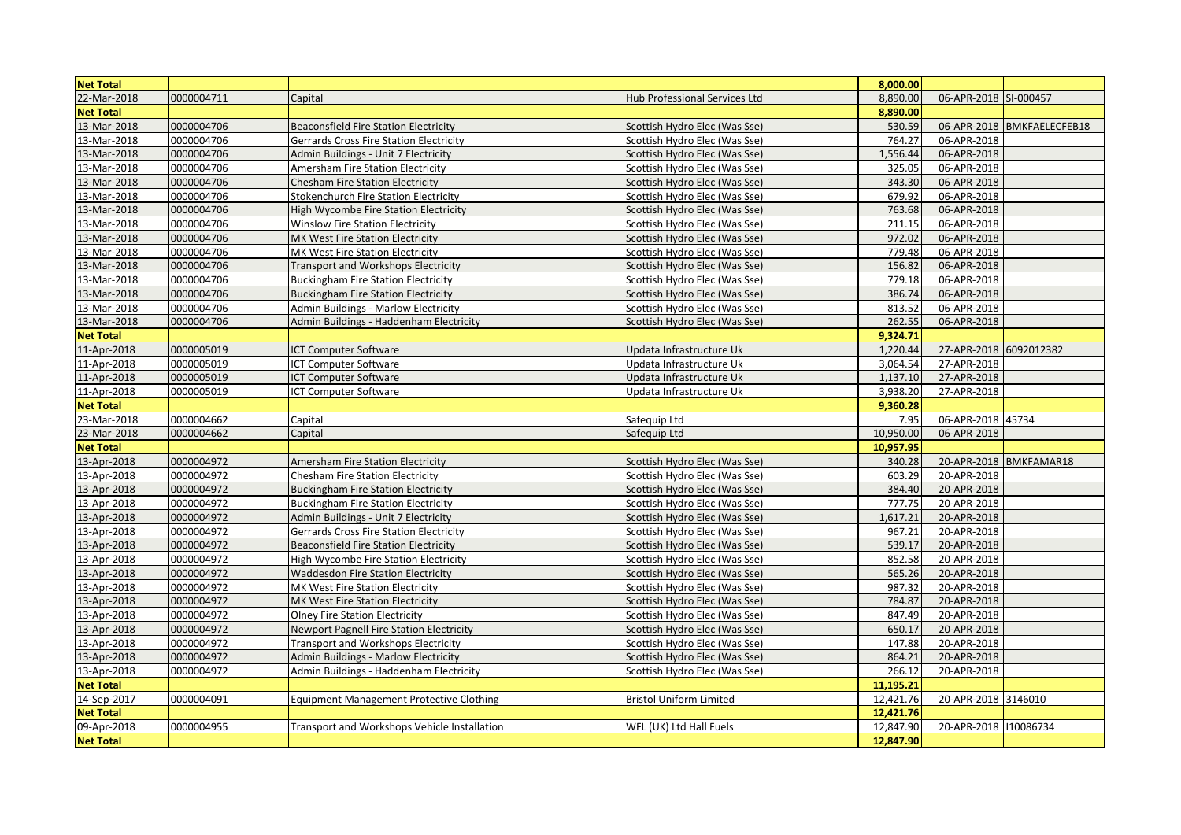| Net Total | | | | 8,000.00 | | |
|---|---|---|---|---|---|---|
| 22-Mar-2018 | 0000004711 | Capital | Hub Professional Services Ltd | 8,890.00 | 06-APR-2018 | SI-000457 |
| Net Total | | | | 8,890.00 | | |
| 13-Mar-2018 | 0000004706 | Beaconsfield Fire Station Electricity | Scottish Hydro Elec (Was Sse) | 530.59 | 06-APR-2018 | BMKFAELECFEB18 |
| 13-Mar-2018 | 0000004706 | Gerrards Cross Fire Station Electricity | Scottish Hydro Elec (Was Sse) | 764.27 | 06-APR-2018 | |
| 13-Mar-2018 | 0000004706 | Admin Buildings - Unit 7 Electricity | Scottish Hydro Elec (Was Sse) | 1,556.44 | 06-APR-2018 | |
| 13-Mar-2018 | 0000004706 | Amersham Fire Station Electricity | Scottish Hydro Elec (Was Sse) | 325.05 | 06-APR-2018 | |
| 13-Mar-2018 | 0000004706 | Chesham Fire Station Electricity | Scottish Hydro Elec (Was Sse) | 343.30 | 06-APR-2018 | |
| 13-Mar-2018 | 0000004706 | Stokenchurch Fire Station Electricity | Scottish Hydro Elec (Was Sse) | 679.92 | 06-APR-2018 | |
| 13-Mar-2018 | 0000004706 | High Wycombe Fire Station Electricity | Scottish Hydro Elec (Was Sse) | 763.68 | 06-APR-2018 | |
| 13-Mar-2018 | 0000004706 | Winslow Fire Station Electricity | Scottish Hydro Elec (Was Sse) | 211.15 | 06-APR-2018 | |
| 13-Mar-2018 | 0000004706 | MK West Fire Station Electricity | Scottish Hydro Elec (Was Sse) | 972.02 | 06-APR-2018 | |
| 13-Mar-2018 | 0000004706 | MK West Fire Station Electricity | Scottish Hydro Elec (Was Sse) | 779.48 | 06-APR-2018 | |
| 13-Mar-2018 | 0000004706 | Transport and Workshops Electricity | Scottish Hydro Elec (Was Sse) | 156.82 | 06-APR-2018 | |
| 13-Mar-2018 | 0000004706 | Buckingham Fire Station Electricity | Scottish Hydro Elec (Was Sse) | 779.18 | 06-APR-2018 | |
| 13-Mar-2018 | 0000004706 | Buckingham Fire Station Electricity | Scottish Hydro Elec (Was Sse) | 386.74 | 06-APR-2018 | |
| 13-Mar-2018 | 0000004706 | Admin Buildings - Marlow Electricity | Scottish Hydro Elec (Was Sse) | 813.52 | 06-APR-2018 | |
| 13-Mar-2018 | 0000004706 | Admin Buildings - Haddenham Electricity | Scottish Hydro Elec (Was Sse) | 262.55 | 06-APR-2018 | |
| Net Total | | | | 9,324.71 | | |
| 11-Apr-2018 | 0000005019 | ICT Computer Software | Updata Infrastructure Uk | 1,220.44 | 27-APR-2018 | 6092012382 |
| 11-Apr-2018 | 0000005019 | ICT Computer Software | Updata Infrastructure Uk | 3,064.54 | 27-APR-2018 | |
| 11-Apr-2018 | 0000005019 | ICT Computer Software | Updata Infrastructure Uk | 1,137.10 | 27-APR-2018 | |
| 11-Apr-2018 | 0000005019 | ICT Computer Software | Updata Infrastructure Uk | 3,938.20 | 27-APR-2018 | |
| Net Total | | | | 9,360.28 | | |
| 23-Mar-2018 | 0000004662 | Capital | Safequip Ltd | 7.95 | 06-APR-2018 | 45734 |
| 23-Mar-2018 | 0000004662 | Capital | Safequip Ltd | 10,950.00 | 06-APR-2018 | |
| Net Total | | | | 10,957.95 | | |
| 13-Apr-2018 | 0000004972 | Amersham Fire Station Electricity | Scottish Hydro Elec (Was Sse) | 340.28 | 20-APR-2018 | BMKFAMAR18 |
| 13-Apr-2018 | 0000004972 | Chesham Fire Station Electricity | Scottish Hydro Elec (Was Sse) | 603.29 | 20-APR-2018 | |
| 13-Apr-2018 | 0000004972 | Buckingham Fire Station Electricity | Scottish Hydro Elec (Was Sse) | 384.40 | 20-APR-2018 | |
| 13-Apr-2018 | 0000004972 | Buckingham Fire Station Electricity | Scottish Hydro Elec (Was Sse) | 777.75 | 20-APR-2018 | |
| 13-Apr-2018 | 0000004972 | Admin Buildings - Unit 7 Electricity | Scottish Hydro Elec (Was Sse) | 1,617.21 | 20-APR-2018 | |
| 13-Apr-2018 | 0000004972 | Gerrards Cross Fire Station Electricity | Scottish Hydro Elec (Was Sse) | 967.21 | 20-APR-2018 | |
| 13-Apr-2018 | 0000004972 | Beaconsfield Fire Station Electricity | Scottish Hydro Elec (Was Sse) | 539.17 | 20-APR-2018 | |
| 13-Apr-2018 | 0000004972 | High Wycombe Fire Station Electricity | Scottish Hydro Elec (Was Sse) | 852.58 | 20-APR-2018 | |
| 13-Apr-2018 | 0000004972 | Waddesdon Fire Station Electricity | Scottish Hydro Elec (Was Sse) | 565.26 | 20-APR-2018 | |
| 13-Apr-2018 | 0000004972 | MK West Fire Station Electricity | Scottish Hydro Elec (Was Sse) | 987.32 | 20-APR-2018 | |
| 13-Apr-2018 | 0000004972 | MK West Fire Station Electricity | Scottish Hydro Elec (Was Sse) | 784.87 | 20-APR-2018 | |
| 13-Apr-2018 | 0000004972 | Olney Fire Station Electricity | Scottish Hydro Elec (Was Sse) | 847.49 | 20-APR-2018 | |
| 13-Apr-2018 | 0000004972 | Newport Pagnell Fire Station Electricity | Scottish Hydro Elec (Was Sse) | 650.17 | 20-APR-2018 | |
| 13-Apr-2018 | 0000004972 | Transport and Workshops Electricity | Scottish Hydro Elec (Was Sse) | 147.88 | 20-APR-2018 | |
| 13-Apr-2018 | 0000004972 | Admin Buildings - Marlow Electricity | Scottish Hydro Elec (Was Sse) | 864.21 | 20-APR-2018 | |
| 13-Apr-2018 | 0000004972 | Admin Buildings - Haddenham Electricity | Scottish Hydro Elec (Was Sse) | 266.12 | 20-APR-2018 | |
| Net Total | | | | 11,195.21 | | |
| 14-Sep-2017 | 0000004091 | Equipment Management Protective Clothing | Bristol Uniform Limited | 12,421.76 | 20-APR-2018 | 3146010 |
| Net Total | | | | 12,421.76 | | |
| 09-Apr-2018 | 0000004955 | Transport and Workshops Vehicle Installation | WFL (UK) Ltd Hall Fuels | 12,847.90 | 20-APR-2018 | I10086734 |
| Net Total | | | | 12,847.90 | | |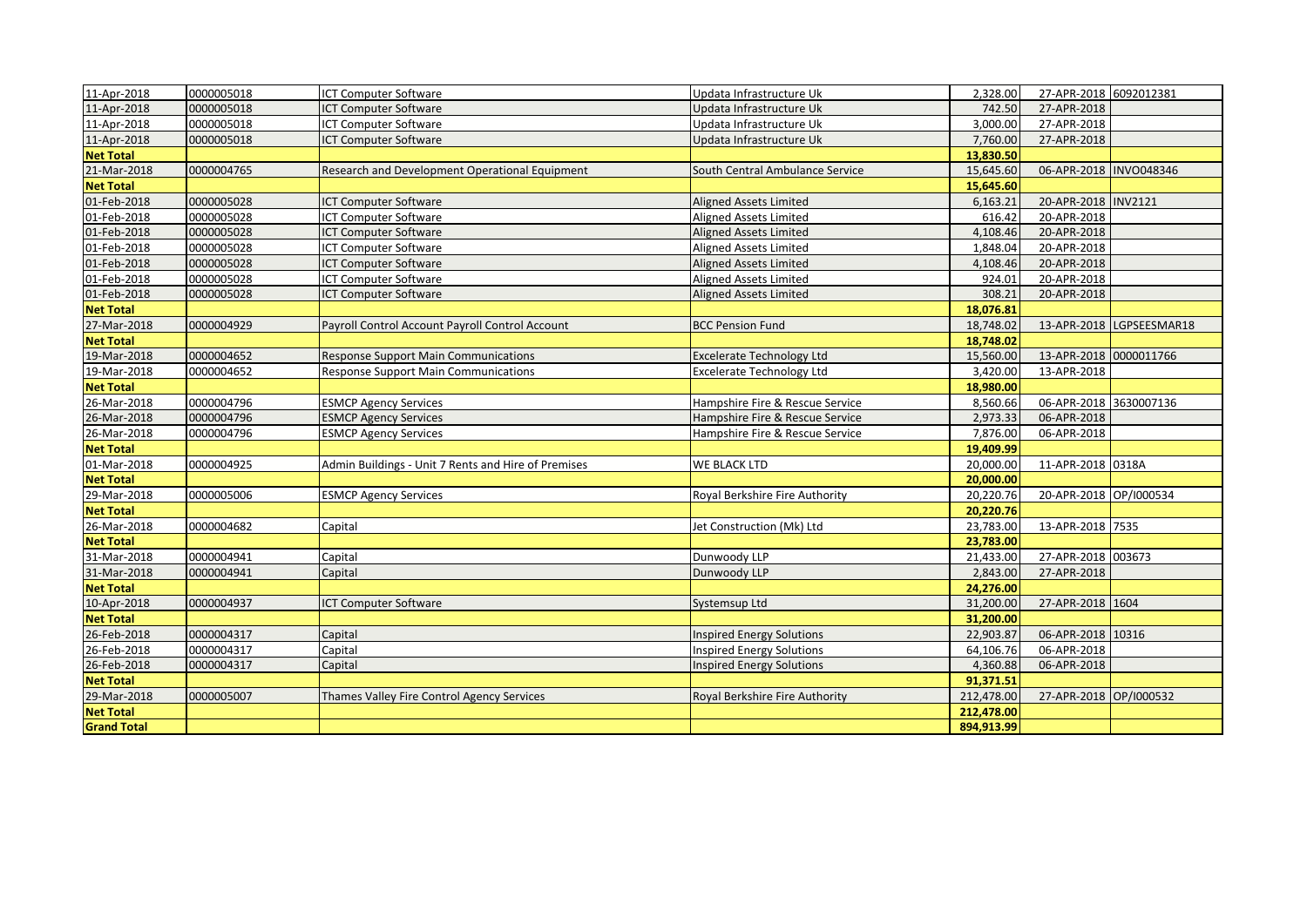| | | | | | | |
|---|---|---|---|---|---|---|
| 11-Apr-2018 | 0000005018 | ICT Computer Software | Updata Infrastructure Uk | 2,328.00 | 27-APR-2018 | 6092012381 |
| 11-Apr-2018 | 0000005018 | ICT Computer Software | Updata Infrastructure Uk | 742.50 | 27-APR-2018 | |
| 11-Apr-2018 | 0000005018 | ICT Computer Software | Updata Infrastructure Uk | 3,000.00 | 27-APR-2018 | |
| 11-Apr-2018 | 0000005018 | ICT Computer Software | Updata Infrastructure Uk | 7,760.00 | 27-APR-2018 | |
| **Net Total** | | | | **13,830.50** | | |
| 21-Mar-2018 | 0000004765 | Research and Development Operational Equipment | South Central Ambulance Service | 15,645.60 | 06-APR-2018 | INVO048346 |
| **Net Total** | | | | **15,645.60** | | |
| 01-Feb-2018 | 0000005028 | ICT Computer Software | Aligned Assets Limited | 6,163.21 | 20-APR-2018 | INV2121 |
| 01-Feb-2018 | 0000005028 | ICT Computer Software | Aligned Assets Limited | 616.42 | 20-APR-2018 | |
| 01-Feb-2018 | 0000005028 | ICT Computer Software | Aligned Assets Limited | 4,108.46 | 20-APR-2018 | |
| 01-Feb-2018 | 0000005028 | ICT Computer Software | Aligned Assets Limited | 1,848.04 | 20-APR-2018 | |
| 01-Feb-2018 | 0000005028 | ICT Computer Software | Aligned Assets Limited | 4,108.46 | 20-APR-2018 | |
| 01-Feb-2018 | 0000005028 | ICT Computer Software | Aligned Assets Limited | 924.01 | 20-APR-2018 | |
| 01-Feb-2018 | 0000005028 | ICT Computer Software | Aligned Assets Limited | 308.21 | 20-APR-2018 | |
| **Net Total** | | | | **18,076.81** | | |
| 27-Mar-2018 | 0000004929 | Payroll Control Account Payroll Control Account | BCC Pension Fund | 18,748.02 | 13-APR-2018 | LGPSEESMAR18 |
| **Net Total** | | | | **18,748.02** | | |
| 19-Mar-2018 | 0000004652 | Response Support Main Communications | Excelerate Technology Ltd | 15,560.00 | 13-APR-2018 | 0000011766 |
| 19-Mar-2018 | 0000004652 | Response Support Main Communications | Excelerate Technology Ltd | 3,420.00 | 13-APR-2018 | |
| **Net Total** | | | | **18,980.00** | | |
| 26-Mar-2018 | 0000004796 | ESMCP Agency Services | Hampshire Fire & Rescue Service | 8,560.66 | 06-APR-2018 | 3630007136 |
| 26-Mar-2018 | 0000004796 | ESMCP Agency Services | Hampshire Fire & Rescue Service | 2,973.33 | 06-APR-2018 | |
| 26-Mar-2018 | 0000004796 | ESMCP Agency Services | Hampshire Fire & Rescue Service | 7,876.00 | 06-APR-2018 | |
| **Net Total** | | | | **19,409.99** | | |
| 01-Mar-2018 | 0000004925 | Admin Buildings - Unit 7 Rents and Hire of Premises | WE BLACK LTD | 20,000.00 | 11-APR-2018 | 0318A |
| **Net Total** | | | | **20,000.00** | | |
| 29-Mar-2018 | 0000005006 | ESMCP Agency Services | Royal Berkshire Fire Authority | 20,220.76 | 20-APR-2018 | OP/I000534 |
| **Net Total** | | | | **20,220.76** | | |
| 26-Mar-2018 | 0000004682 | Capital | Jet Construction (Mk) Ltd | 23,783.00 | 13-APR-2018 | 7535 |
| **Net Total** | | | | **23,783.00** | | |
| 31-Mar-2018 | 0000004941 | Capital | Dunwoody LLP | 21,433.00 | 27-APR-2018 | 003673 |
| 31-Mar-2018 | 0000004941 | Capital | Dunwoody LLP | 2,843.00 | 27-APR-2018 | |
| **Net Total** | | | | **24,276.00** | | |
| 10-Apr-2018 | 0000004937 | ICT Computer Software | Systemsup Ltd | 31,200.00 | 27-APR-2018 | 1604 |
| **Net Total** | | | | **31,200.00** | | |
| 26-Feb-2018 | 0000004317 | Capital | Inspired Energy Solutions | 22,903.87 | 06-APR-2018 | 10316 |
| 26-Feb-2018 | 0000004317 | Capital | Inspired Energy Solutions | 64,106.76 | 06-APR-2018 | |
| 26-Feb-2018 | 0000004317 | Capital | Inspired Energy Solutions | 4,360.88 | 06-APR-2018 | |
| **Net Total** | | | | **91,371.51** | | |
| 29-Mar-2018 | 0000005007 | Thames Valley Fire Control Agency Services | Royal Berkshire Fire Authority | 212,478.00 | 27-APR-2018 | OP/I000532 |
| **Net Total** | | | | **212,478.00** | | |
| **Grand Total** | | | | **894,913.99** | | |